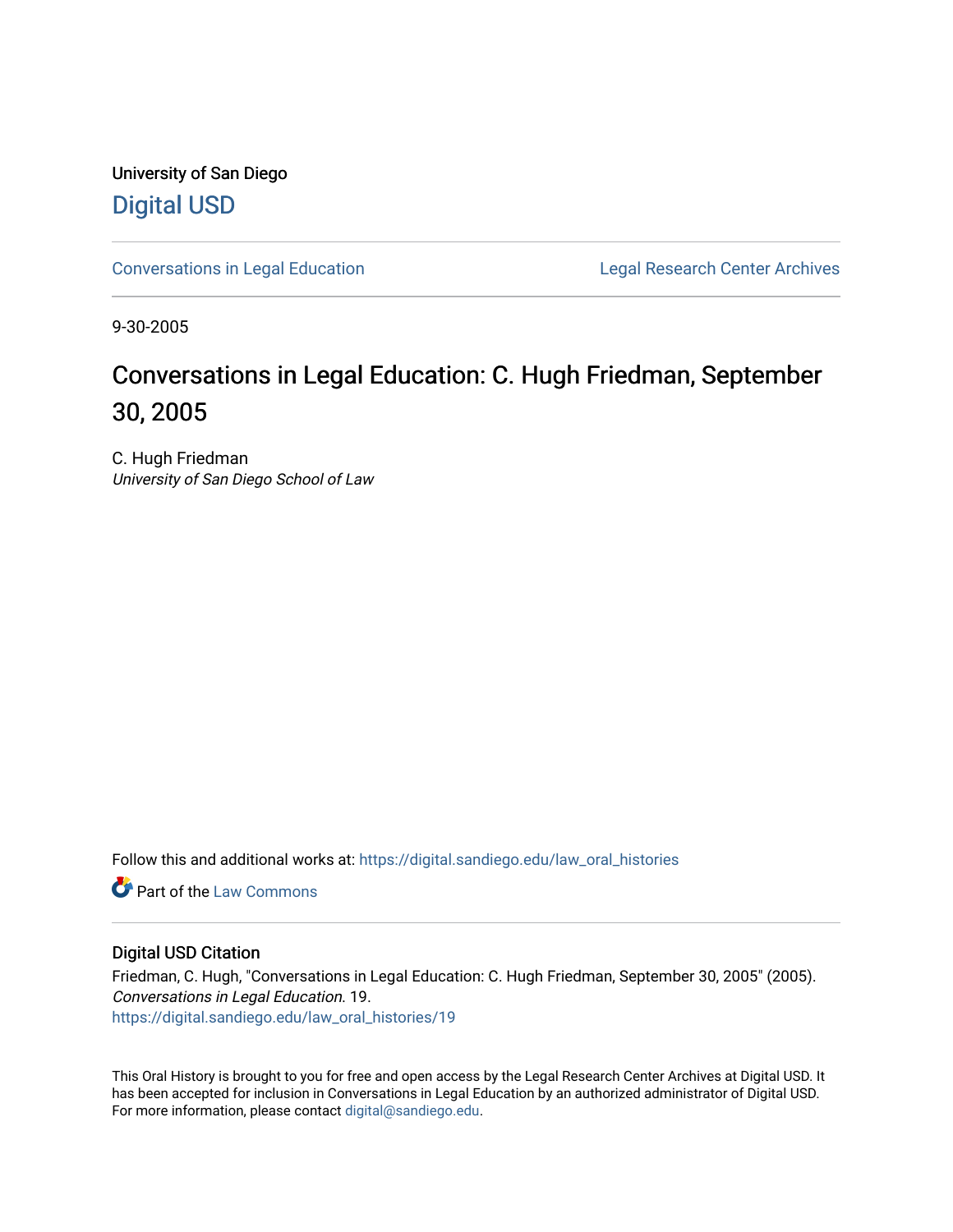University of San Diego

# Digital USD

Conversations in Legal Education

Legal Research Center Archives

9-30-2005

# Conversations in Legal Education: C. Hugh Friedman, September 30, 2005

C. Hugh Friedman
*University of San Diego School of Law*

Follow this and additional works at: https://digital.sandiego.edu/law_oral_histories

Part of the Law Commons

## Digital USD Citation

Friedman, C. Hugh, "Conversations in Legal Education: C. Hugh Friedman, September 30, 2005" (2005). *Conversations in Legal Education*. 19.
https://digital.sandiego.edu/law_oral_histories/19

This Oral History is brought to you for free and open access by the Legal Research Center Archives at Digital USD. It has been accepted for inclusion in Conversations in Legal Education by an authorized administrator of Digital USD. For more information, please contact digital@sandiego.edu.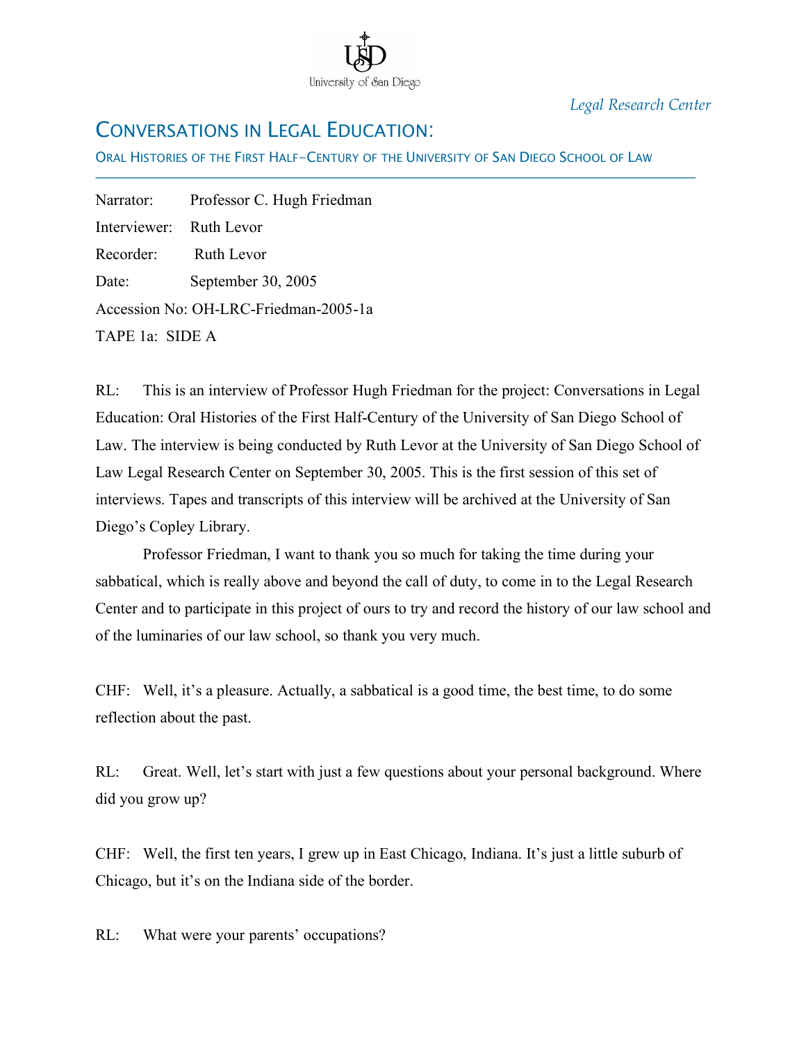*Legal Research Center*

# CONVERSATIONS IN LEGAL EDUCATION:

## ORAL HISTORIES OF THE FIRST HALF-CENTURY OF THE UNIVERSITY OF SAN DIEGO SCHOOL OF LAW

---

Narrator: Professor C. Hugh Friedman

Interviewer: Ruth Levor

Recorder: Ruth Levor

Date: September 30, 2005

Accession No: OH-LRC-Friedman-2005-1a

TAPE 1a: SIDE A

RL: This is an interview of Professor Hugh Friedman for the project: Conversations in Legal Education: Oral Histories of the First Half-Century of the University of San Diego School of Law. The interview is being conducted by Ruth Levor at the University of San Diego School of Law Legal Research Center on September 30, 2005. This is the first session of this set of interviews. Tapes and transcripts of this interview will be archived at the University of San Diego's Copley Library.

Professor Friedman, I want to thank you so much for taking the time during your sabbatical, which is really above and beyond the call of duty, to come in to the Legal Research Center and to participate in this project of ours to try and record the history of our law school and of the luminaries of our law school, so thank you very much.

CHF: Well, it's a pleasure. Actually, a sabbatical is a good time, the best time, to do some reflection about the past.

RL: Great. Well, let's start with just a few questions about your personal background. Where did you grow up?

CHF: Well, the first ten years, I grew up in East Chicago, Indiana. It's just a little suburb of Chicago, but it's on the Indiana side of the border.

RL: What were your parents' occupations?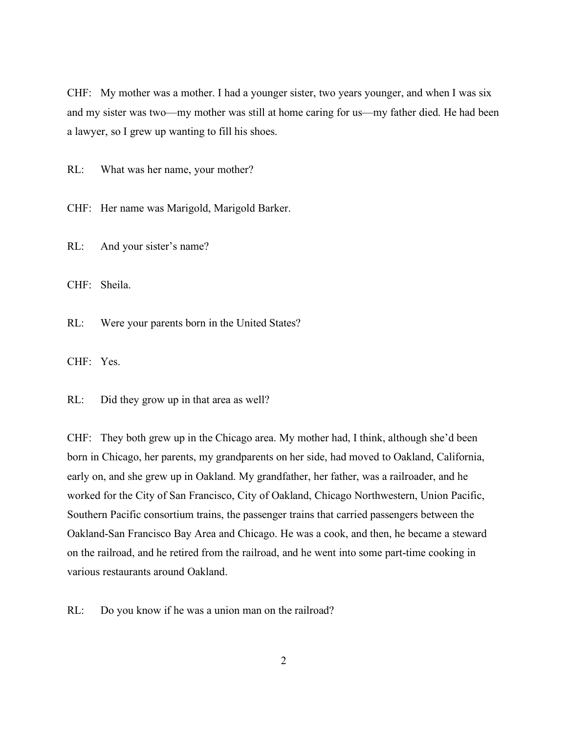CHF: My mother was a mother. I had a younger sister, two years younger, and when I was six and my sister was two—my mother was still at home caring for us—my father died. He had been a lawyer, so I grew up wanting to fill his shoes.

RL: What was her name, your mother?

CHF: Her name was Marigold, Marigold Barker.

RL: And your sister's name?

CHF: Sheila.

RL: Were your parents born in the United States?

CHF: Yes.

RL: Did they grow up in that area as well?

CHF: They both grew up in the Chicago area. My mother had, I think, although she'd been born in Chicago, her parents, my grandparents on her side, had moved to Oakland, California, early on, and she grew up in Oakland. My grandfather, her father, was a railroader, and he worked for the City of San Francisco, City of Oakland, Chicago Northwestern, Union Pacific, Southern Pacific consortium trains, the passenger trains that carried passengers between the Oakland-San Francisco Bay Area and Chicago. He was a cook, and then, he became a steward on the railroad, and he retired from the railroad, and he went into some part-time cooking in various restaurants around Oakland.

RL: Do you know if he was a union man on the railroad?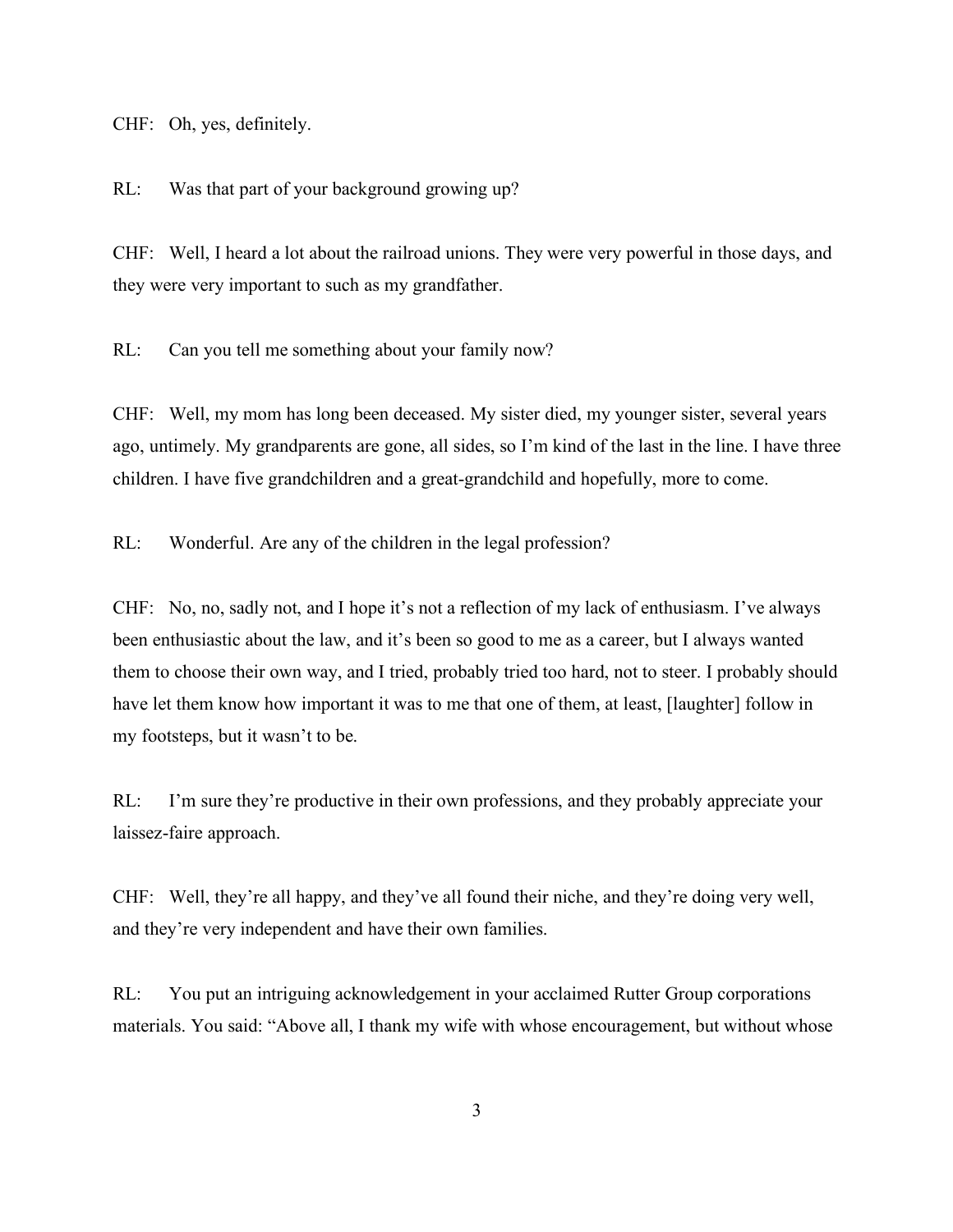CHF: Oh, yes, definitely.

RL: Was that part of your background growing up?

CHF: Well, I heard a lot about the railroad unions. They were very powerful in those days, and they were very important to such as my grandfather.

RL: Can you tell me something about your family now?

CHF: Well, my mom has long been deceased. My sister died, my younger sister, several years ago, untimely. My grandparents are gone, all sides, so I'm kind of the last in the line. I have three children. I have five grandchildren and a great-grandchild and hopefully, more to come.

RL: Wonderful. Are any of the children in the legal profession?

CHF: No, no, sadly not, and I hope it's not a reflection of my lack of enthusiasm. I've always been enthusiastic about the law, and it's been so good to me as a career, but I always wanted them to choose their own way, and I tried, probably tried too hard, not to steer. I probably should have let them know how important it was to me that one of them, at least, [laughter] follow in my footsteps, but it wasn't to be.

RL: I'm sure they're productive in their own professions, and they probably appreciate your laissez-faire approach.

CHF: Well, they're all happy, and they've all found their niche, and they're doing very well, and they're very independent and have their own families.

RL: You put an intriguing acknowledgement in your acclaimed Rutter Group corporations materials. You said: "Above all, I thank my wife with whose encouragement, but without whose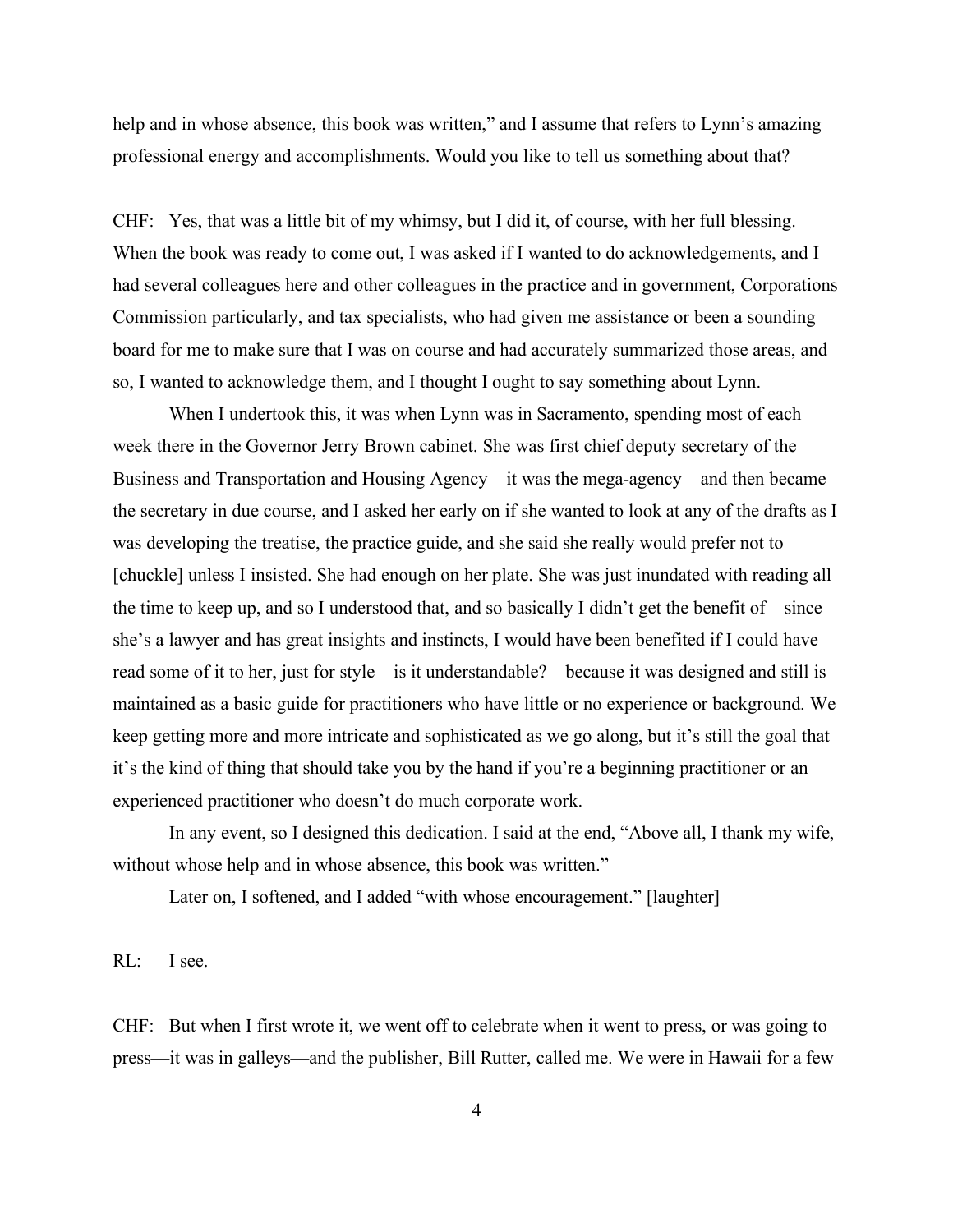help and in whose absence, this book was written," and I assume that refers to Lynn's amazing professional energy and accomplishments. Would you like to tell us something about that?

CHF: Yes, that was a little bit of my whimsy, but I did it, of course, with her full blessing. When the book was ready to come out, I was asked if I wanted to do acknowledgements, and I had several colleagues here and other colleagues in the practice and in government, Corporations Commission particularly, and tax specialists, who had given me assistance or been a sounding board for me to make sure that I was on course and had accurately summarized those areas, and so, I wanted to acknowledge them, and I thought I ought to say something about Lynn.

When I undertook this, it was when Lynn was in Sacramento, spending most of each week there in the Governor Jerry Brown cabinet. She was first chief deputy secretary of the Business and Transportation and Housing Agency—it was the mega-agency—and then became the secretary in due course, and I asked her early on if she wanted to look at any of the drafts as I was developing the treatise, the practice guide, and she said she really would prefer not to [chuckle] unless I insisted. She had enough on her plate. She was just inundated with reading all the time to keep up, and so I understood that, and so basically I didn't get the benefit of—since she's a lawyer and has great insights and instincts, I would have been benefited if I could have read some of it to her, just for style—is it understandable?—because it was designed and still is maintained as a basic guide for practitioners who have little or no experience or background. We keep getting more and more intricate and sophisticated as we go along, but it's still the goal that it's the kind of thing that should take you by the hand if you're a beginning practitioner or an experienced practitioner who doesn't do much corporate work.

In any event, so I designed this dedication. I said at the end, "Above all, I thank my wife, without whose help and in whose absence, this book was written."

Later on, I softened, and I added "with whose encouragement." [laughter]

RL: I see.

CHF: But when I first wrote it, we went off to celebrate when it went to press, or was going to press—it was in galleys—and the publisher, Bill Rutter, called me. We were in Hawaii for a few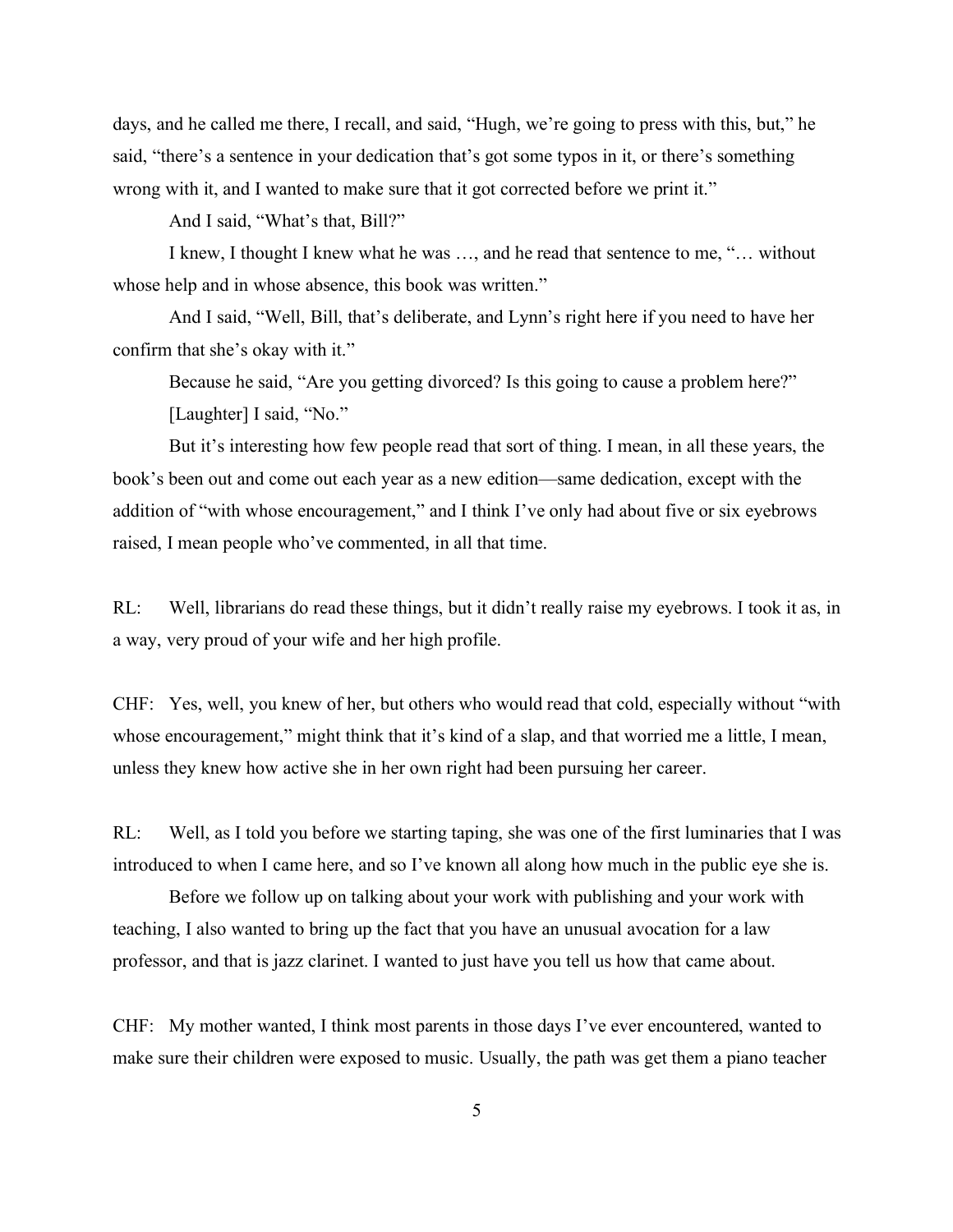days, and he called me there, I recall, and said, "Hugh, we're going to press with this, but," he said, "there's a sentence in your dedication that's got some typos in it, or there's something wrong with it, and I wanted to make sure that it got corrected before we print it."

And I said, "What's that, Bill?"

I knew, I thought I knew what he was …, and he read that sentence to me, "… without whose help and in whose absence, this book was written."

And I said, "Well, Bill, that's deliberate, and Lynn's right here if you need to have her confirm that she's okay with it."

Because he said, "Are you getting divorced? Is this going to cause a problem here?"

[Laughter] I said, "No."

But it's interesting how few people read that sort of thing. I mean, in all these years, the book's been out and come out each year as a new edition—same dedication, except with the addition of "with whose encouragement," and I think I've only had about five or six eyebrows raised, I mean people who've commented, in all that time.

RL: Well, librarians do read these things, but it didn't really raise my eyebrows. I took it as, in a way, very proud of your wife and her high profile.

CHF: Yes, well, you knew of her, but others who would read that cold, especially without "with whose encouragement," might think that it's kind of a slap, and that worried me a little, I mean, unless they knew how active she in her own right had been pursuing her career.

RL: Well, as I told you before we starting taping, she was one of the first luminaries that I was introduced to when I came here, and so I've known all along how much in the public eye she is.

Before we follow up on talking about your work with publishing and your work with teaching, I also wanted to bring up the fact that you have an unusual avocation for a law professor, and that is jazz clarinet. I wanted to just have you tell us how that came about.

CHF: My mother wanted, I think most parents in those days I've ever encountered, wanted to make sure their children were exposed to music. Usually, the path was get them a piano teacher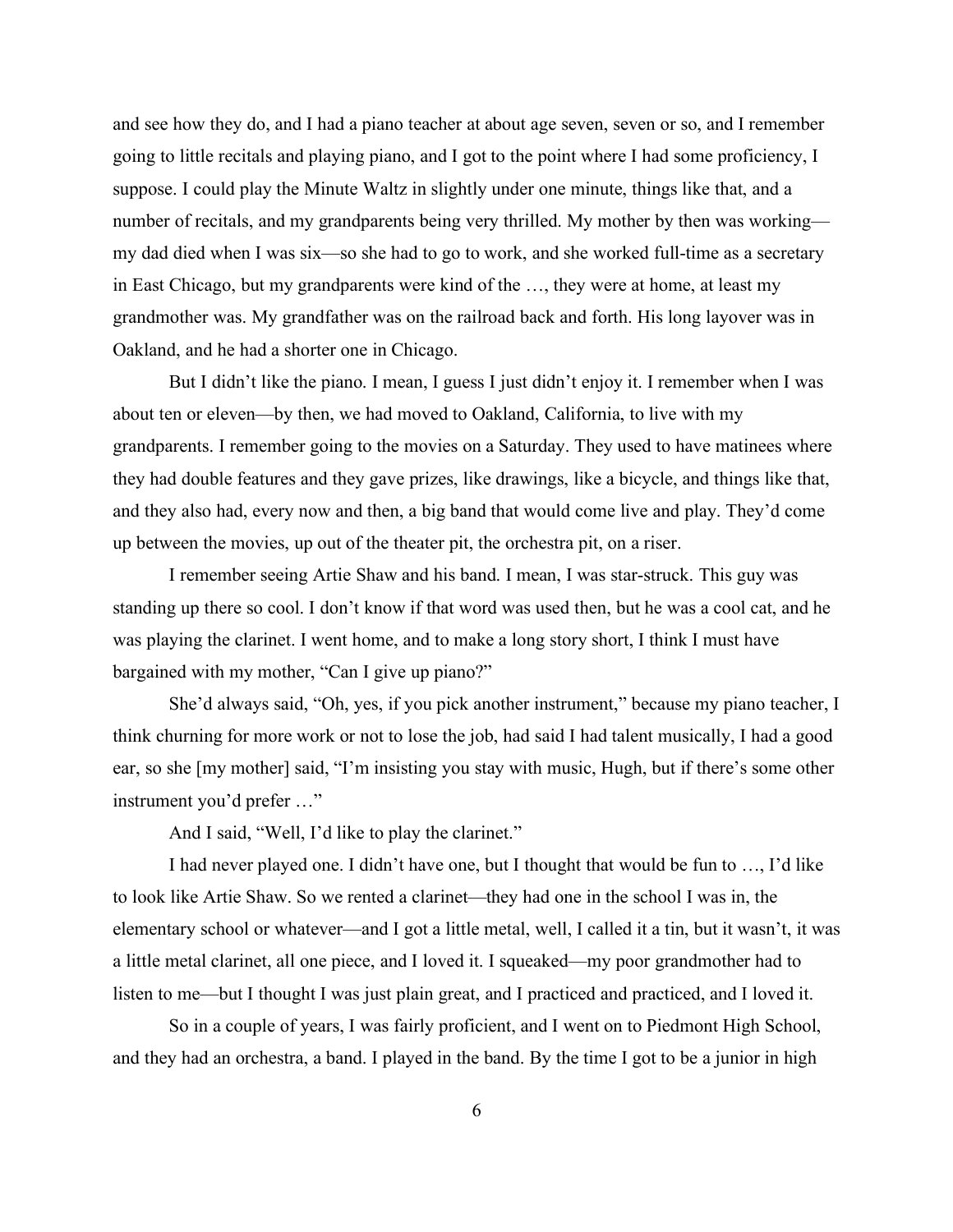and see how they do, and I had a piano teacher at about age seven, seven or so, and I remember going to little recitals and playing piano, and I got to the point where I had some proficiency, I suppose. I could play the Minute Waltz in slightly under one minute, things like that, and a number of recitals, and my grandparents being very thrilled. My mother by then was working—my dad died when I was six—so she had to go to work, and she worked full-time as a secretary in East Chicago, but my grandparents were kind of the …, they were at home, at least my grandmother was. My grandfather was on the railroad back and forth. His long layover was in Oakland, and he had a shorter one in Chicago.

But I didn't like the piano. I mean, I guess I just didn't enjoy it. I remember when I was about ten or eleven—by then, we had moved to Oakland, California, to live with my grandparents. I remember going to the movies on a Saturday. They used to have matinees where they had double features and they gave prizes, like drawings, like a bicycle, and things like that, and they also had, every now and then, a big band that would come live and play. They'd come up between the movies, up out of the theater pit, the orchestra pit, on a riser.

I remember seeing Artie Shaw and his band. I mean, I was star-struck. This guy was standing up there so cool. I don't know if that word was used then, but he was a cool cat, and he was playing the clarinet. I went home, and to make a long story short, I think I must have bargained with my mother, "Can I give up piano?"

She'd always said, "Oh, yes, if you pick another instrument," because my piano teacher, I think churning for more work or not to lose the job, had said I had talent musically, I had a good ear, so she [my mother] said, "I'm insisting you stay with music, Hugh, but if there's some other instrument you'd prefer …"

And I said, "Well, I'd like to play the clarinet."

I had never played one. I didn't have one, but I thought that would be fun to …, I'd like to look like Artie Shaw. So we rented a clarinet—they had one in the school I was in, the elementary school or whatever—and I got a little metal, well, I called it a tin, but it wasn't, it was a little metal clarinet, all one piece, and I loved it. I squeaked—my poor grandmother had to listen to me—but I thought I was just plain great, and I practiced and practiced, and I loved it.

So in a couple of years, I was fairly proficient, and I went on to Piedmont High School, and they had an orchestra, a band. I played in the band. By the time I got to be a junior in high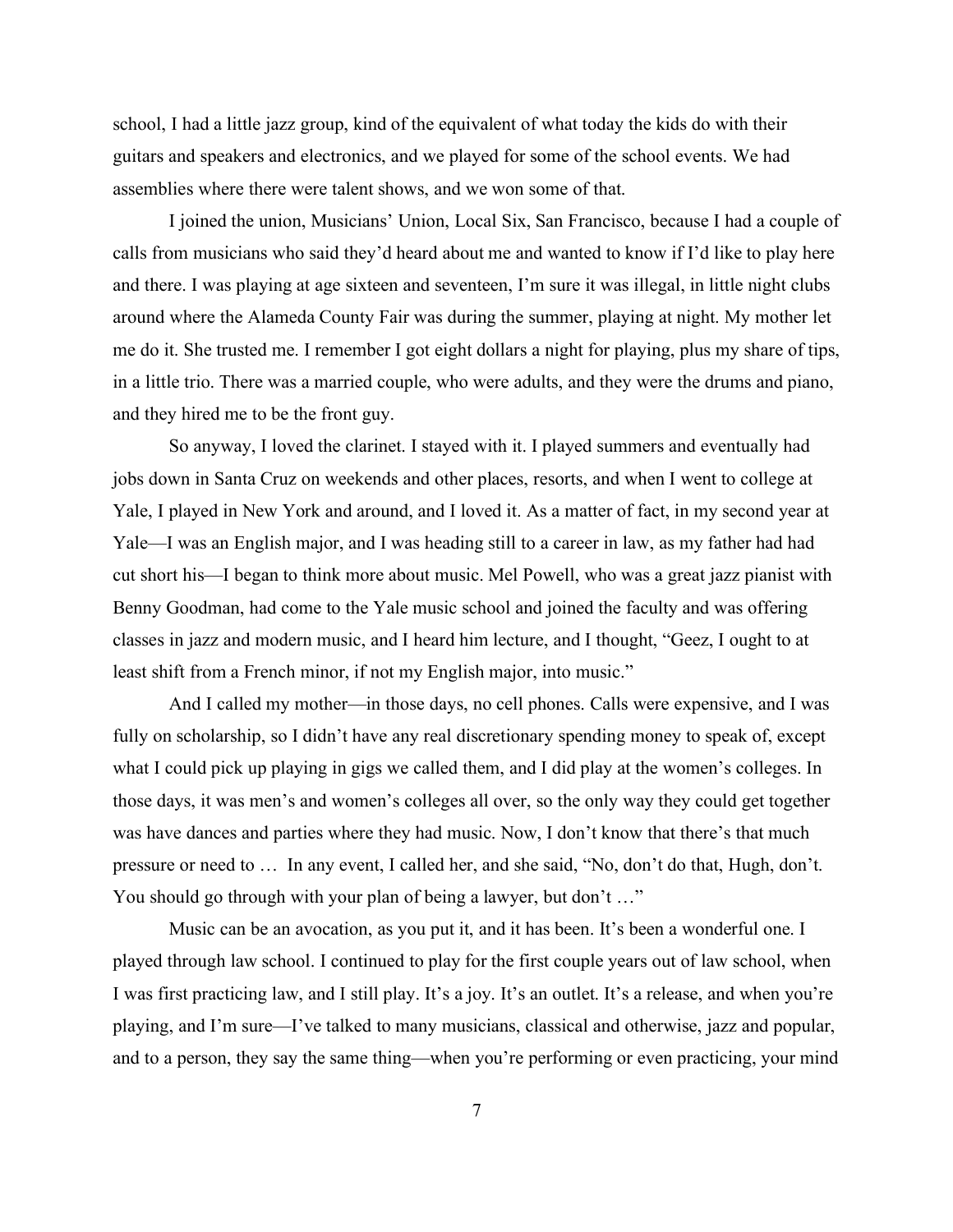school, I had a little jazz group, kind of the equivalent of what today the kids do with their guitars and speakers and electronics, and we played for some of the school events. We had assemblies where there were talent shows, and we won some of that.

I joined the union, Musicians' Union, Local Six, San Francisco, because I had a couple of calls from musicians who said they'd heard about me and wanted to know if I'd like to play here and there. I was playing at age sixteen and seventeen, I'm sure it was illegal, in little night clubs around where the Alameda County Fair was during the summer, playing at night. My mother let me do it. She trusted me. I remember I got eight dollars a night for playing, plus my share of tips, in a little trio. There was a married couple, who were adults, and they were the drums and piano, and they hired me to be the front guy.

So anyway, I loved the clarinet. I stayed with it. I played summers and eventually had jobs down in Santa Cruz on weekends and other places, resorts, and when I went to college at Yale, I played in New York and around, and I loved it. As a matter of fact, in my second year at Yale—I was an English major, and I was heading still to a career in law, as my father had had cut short his—I began to think more about music. Mel Powell, who was a great jazz pianist with Benny Goodman, had come to the Yale music school and joined the faculty and was offering classes in jazz and modern music, and I heard him lecture, and I thought, "Geez, I ought to at least shift from a French minor, if not my English major, into music."

And I called my mother—in those days, no cell phones. Calls were expensive, and I was fully on scholarship, so I didn't have any real discretionary spending money to speak of, except what I could pick up playing in gigs we called them, and I did play at the women's colleges. In those days, it was men's and women's colleges all over, so the only way they could get together was have dances and parties where they had music. Now, I don't know that there's that much pressure or need to … In any event, I called her, and she said, "No, don't do that, Hugh, don't. You should go through with your plan of being a lawyer, but don't …"

Music can be an avocation, as you put it, and it has been. It's been a wonderful one. I played through law school. I continued to play for the first couple years out of law school, when I was first practicing law, and I still play. It's a joy. It's an outlet. It's a release, and when you're playing, and I'm sure—I've talked to many musicians, classical and otherwise, jazz and popular, and to a person, they say the same thing—when you're performing or even practicing, your mind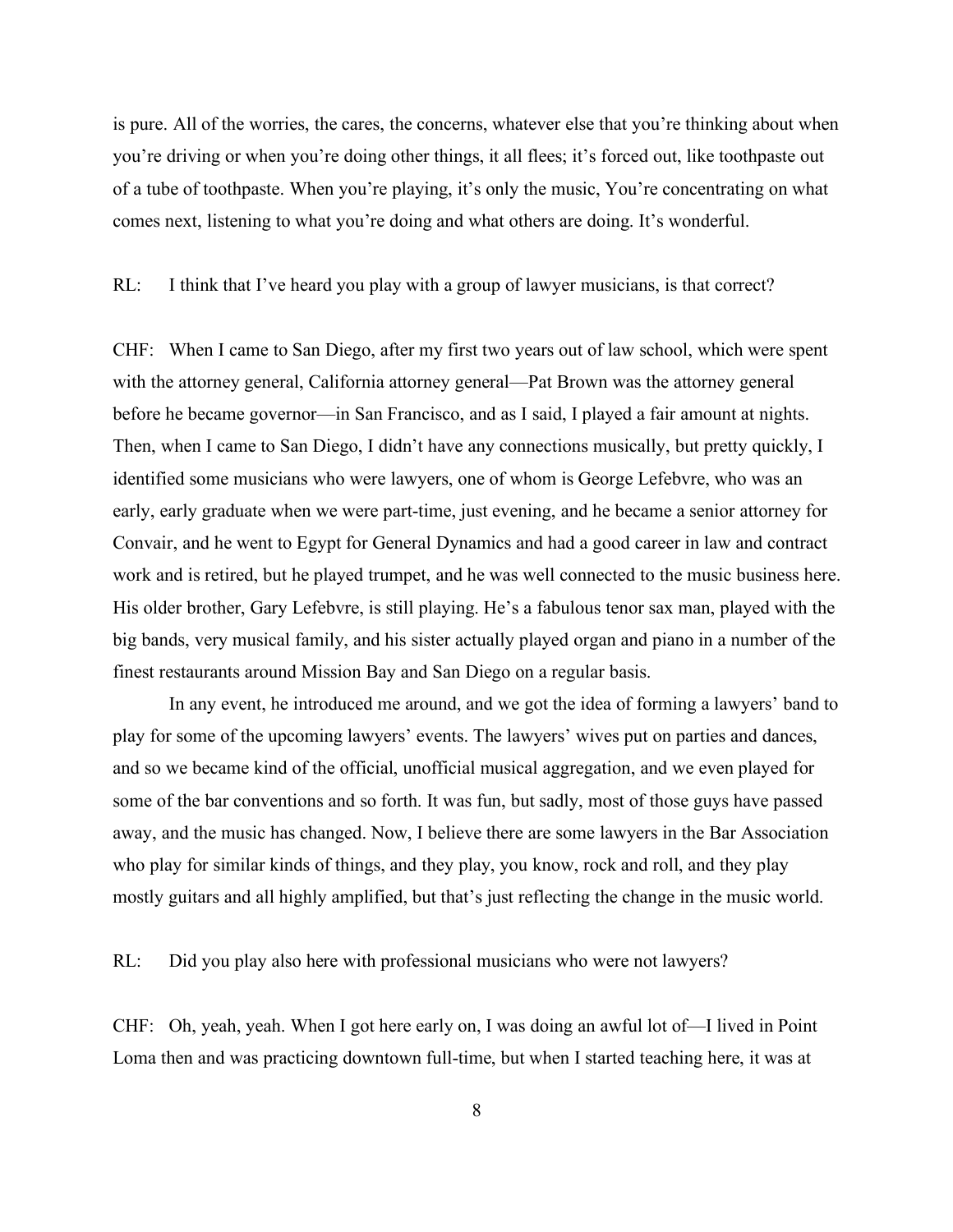is pure. All of the worries, the cares, the concerns, whatever else that you're thinking about when you're driving or when you're doing other things, it all flees; it's forced out, like toothpaste out of a tube of toothpaste. When you're playing, it's only the music, You're concentrating on what comes next, listening to what you're doing and what others are doing. It's wonderful.

RL: I think that I've heard you play with a group of lawyer musicians, is that correct?

CHF: When I came to San Diego, after my first two years out of law school, which were spent with the attorney general, California attorney general—Pat Brown was the attorney general before he became governor—in San Francisco, and as I said, I played a fair amount at nights. Then, when I came to San Diego, I didn't have any connections musically, but pretty quickly, I identified some musicians who were lawyers, one of whom is George Lefebvre, who was an early, early graduate when we were part-time, just evening, and he became a senior attorney for Convair, and he went to Egypt for General Dynamics and had a good career in law and contract work and is retired, but he played trumpet, and he was well connected to the music business here. His older brother, Gary Lefebvre, is still playing. He's a fabulous tenor sax man, played with the big bands, very musical family, and his sister actually played organ and piano in a number of the finest restaurants around Mission Bay and San Diego on a regular basis.

In any event, he introduced me around, and we got the idea of forming a lawyers' band to play for some of the upcoming lawyers' events. The lawyers' wives put on parties and dances, and so we became kind of the official, unofficial musical aggregation, and we even played for some of the bar conventions and so forth. It was fun, but sadly, most of those guys have passed away, and the music has changed. Now, I believe there are some lawyers in the Bar Association who play for similar kinds of things, and they play, you know, rock and roll, and they play mostly guitars and all highly amplified, but that's just reflecting the change in the music world.

RL: Did you play also here with professional musicians who were not lawyers?

CHF: Oh, yeah, yeah. When I got here early on, I was doing an awful lot of—I lived in Point Loma then and was practicing downtown full-time, but when I started teaching here, it was at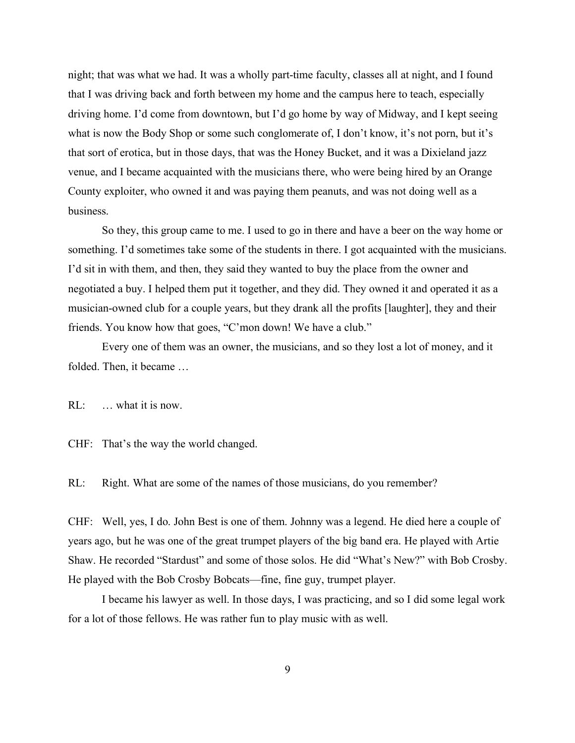night; that was what we had. It was a wholly part-time faculty, classes all at night, and I found that I was driving back and forth between my home and the campus here to teach, especially driving home. I'd come from downtown, but I'd go home by way of Midway, and I kept seeing what is now the Body Shop or some such conglomerate of, I don't know, it's not porn, but it's that sort of erotica, but in those days, that was the Honey Bucket, and it was a Dixieland jazz venue, and I became acquainted with the musicians there, who were being hired by an Orange County exploiter, who owned it and was paying them peanuts, and was not doing well as a business.

So they, this group came to me. I used to go in there and have a beer on the way home or something. I'd sometimes take some of the students in there. I got acquainted with the musicians. I'd sit in with them, and then, they said they wanted to buy the place from the owner and negotiated a buy. I helped them put it together, and they did. They owned it and operated it as a musician-owned club for a couple years, but they drank all the profits [laughter], they and their friends. You know how that goes, "C'mon down! We have a club."

Every one of them was an owner, the musicians, and so they lost a lot of money, and it folded. Then, it became …

RL: … what it is now.

CHF: That's the way the world changed.

RL: Right. What are some of the names of those musicians, do you remember?

CHF: Well, yes, I do. John Best is one of them. Johnny was a legend. He died here a couple of years ago, but he was one of the great trumpet players of the big band era. He played with Artie Shaw. He recorded "Stardust" and some of those solos. He did "What's New?" with Bob Crosby. He played with the Bob Crosby Bobcats—fine, fine guy, trumpet player.

I became his lawyer as well. In those days, I was practicing, and so I did some legal work for a lot of those fellows. He was rather fun to play music with as well.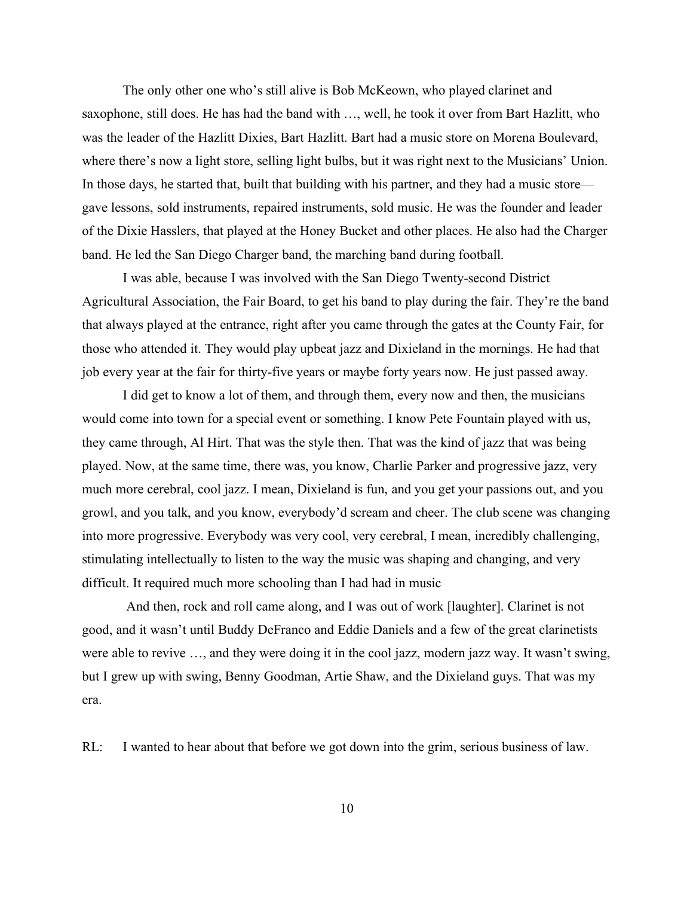The only other one who's still alive is Bob McKeown, who played clarinet and saxophone, still does. He has had the band with …, well, he took it over from Bart Hazlitt, who was the leader of the Hazlitt Dixies, Bart Hazlitt. Bart had a music store on Morena Boulevard, where there's now a light store, selling light bulbs, but it was right next to the Musicians' Union. In those days, he started that, built that building with his partner, and they had a music store—gave lessons, sold instruments, repaired instruments, sold music. He was the founder and leader of the Dixie Hasslers, that played at the Honey Bucket and other places. He also had the Charger band. He led the San Diego Charger band, the marching band during football.

I was able, because I was involved with the San Diego Twenty-second District Agricultural Association, the Fair Board, to get his band to play during the fair. They're the band that always played at the entrance, right after you came through the gates at the County Fair, for those who attended it. They would play upbeat jazz and Dixieland in the mornings. He had that job every year at the fair for thirty-five years or maybe forty years now. He just passed away.

I did get to know a lot of them, and through them, every now and then, the musicians would come into town for a special event or something. I know Pete Fountain played with us, they came through, Al Hirt. That was the style then. That was the kind of jazz that was being played. Now, at the same time, there was, you know, Charlie Parker and progressive jazz, very much more cerebral, cool jazz. I mean, Dixieland is fun, and you get your passions out, and you growl, and you talk, and you know, everybody'd scream and cheer. The club scene was changing into more progressive. Everybody was very cool, very cerebral, I mean, incredibly challenging, stimulating intellectually to listen to the way the music was shaping and changing, and very difficult. It required much more schooling than I had had in music

And then, rock and roll came along, and I was out of work [laughter]. Clarinet is not good, and it wasn't until Buddy DeFranco and Eddie Daniels and a few of the great clarinetists were able to revive …, and they were doing it in the cool jazz, modern jazz way. It wasn't swing, but I grew up with swing, Benny Goodman, Artie Shaw, and the Dixieland guys. That was my era.

RL: I wanted to hear about that before we got down into the grim, serious business of law.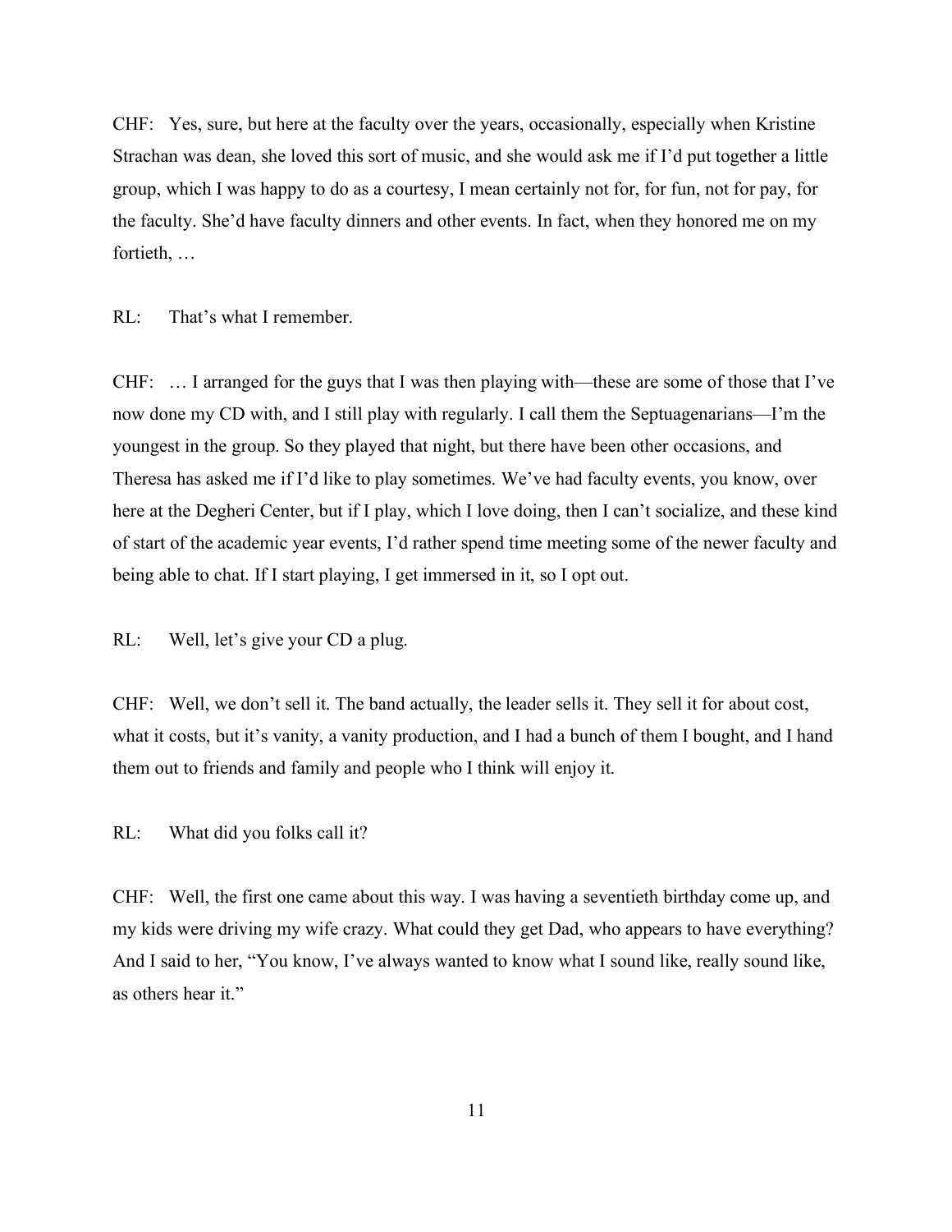CHF: Yes, sure, but here at the faculty over the years, occasionally, especially when Kristine Strachan was dean, she loved this sort of music, and she would ask me if I'd put together a little group, which I was happy to do as a courtesy, I mean certainly not for, for fun, not for pay, for the faculty. She'd have faculty dinners and other events. In fact, when they honored me on my fortieth, …

RL: That's what I remember.

CHF: … I arranged for the guys that I was then playing with—these are some of those that I've now done my CD with, and I still play with regularly. I call them the Septuagenarians—I'm the youngest in the group. So they played that night, but there have been other occasions, and Theresa has asked me if I'd like to play sometimes. We've had faculty events, you know, over here at the Degheri Center, but if I play, which I love doing, then I can't socialize, and these kind of start of the academic year events, I'd rather spend time meeting some of the newer faculty and being able to chat. If I start playing, I get immersed in it, so I opt out.

RL: Well, let's give your CD a plug.

CHF: Well, we don't sell it. The band actually, the leader sells it. They sell it for about cost, what it costs, but it's vanity, a vanity production, and I had a bunch of them I bought, and I hand them out to friends and family and people who I think will enjoy it.

RL: What did you folks call it?

CHF: Well, the first one came about this way. I was having a seventieth birthday come up, and my kids were driving my wife crazy. What could they get Dad, who appears to have everything? And I said to her, "You know, I've always wanted to know what I sound like, really sound like, as others hear it."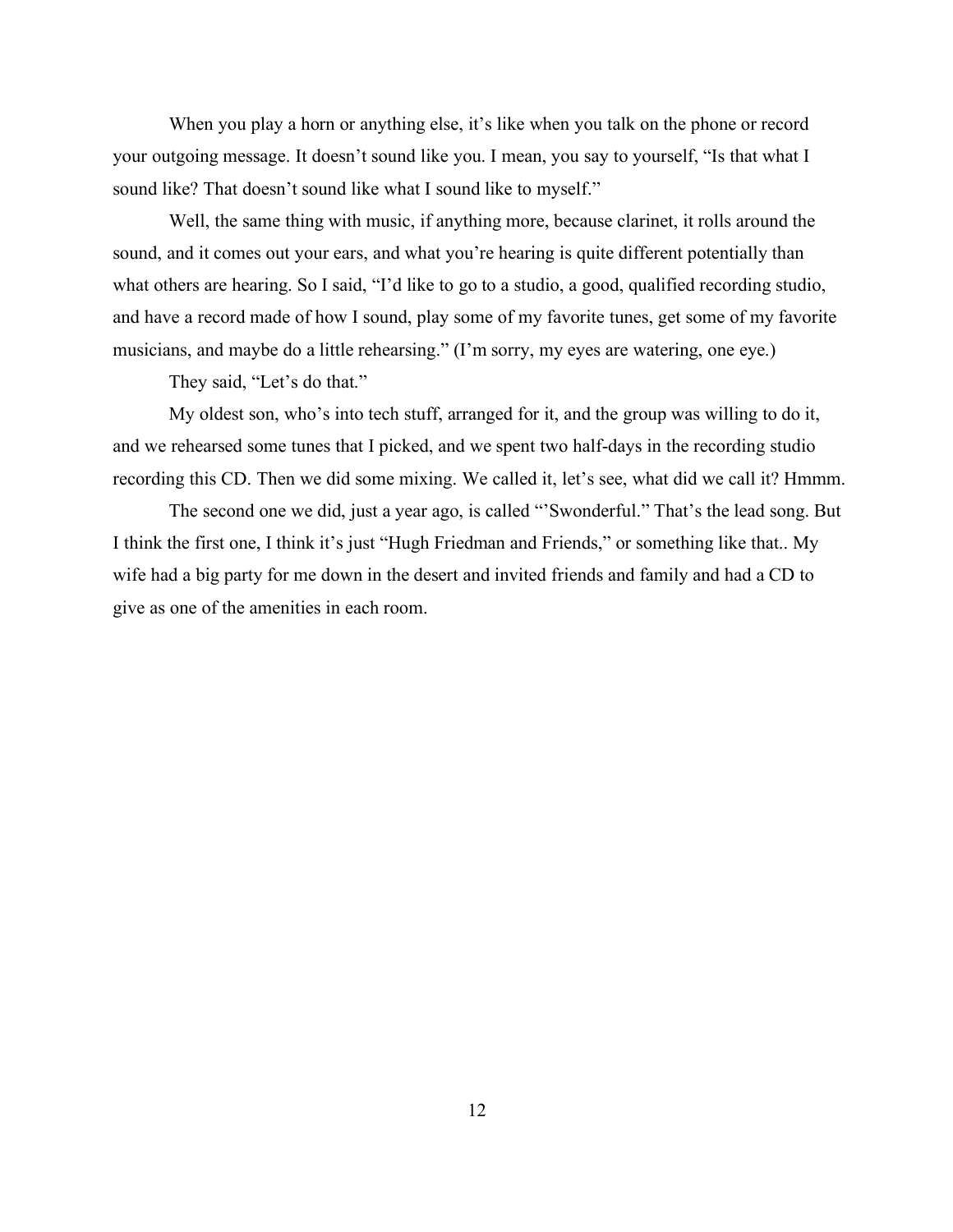When you play a horn or anything else, it's like when you talk on the phone or record your outgoing message. It doesn't sound like you. I mean, you say to yourself, "Is that what I sound like? That doesn't sound like what I sound like to myself."

Well, the same thing with music, if anything more, because clarinet, it rolls around the sound, and it comes out your ears, and what you're hearing is quite different potentially than what others are hearing. So I said, "I'd like to go to a studio, a good, qualified recording studio, and have a record made of how I sound, play some of my favorite tunes, get some of my favorite musicians, and maybe do a little rehearsing." (I'm sorry, my eyes are watering, one eye.)

They said, "Let's do that."

My oldest son, who's into tech stuff, arranged for it, and the group was willing to do it, and we rehearsed some tunes that I picked, and we spent two half-days in the recording studio recording this CD. Then we did some mixing. We called it, let's see, what did we call it? Hmmm.

The second one we did, just a year ago, is called "'Swonderful." That's the lead song. But I think the first one, I think it's just "Hugh Friedman and Friends," or something like that.. My wife had a big party for me down in the desert and invited friends and family and had a CD to give as one of the amenities in each room.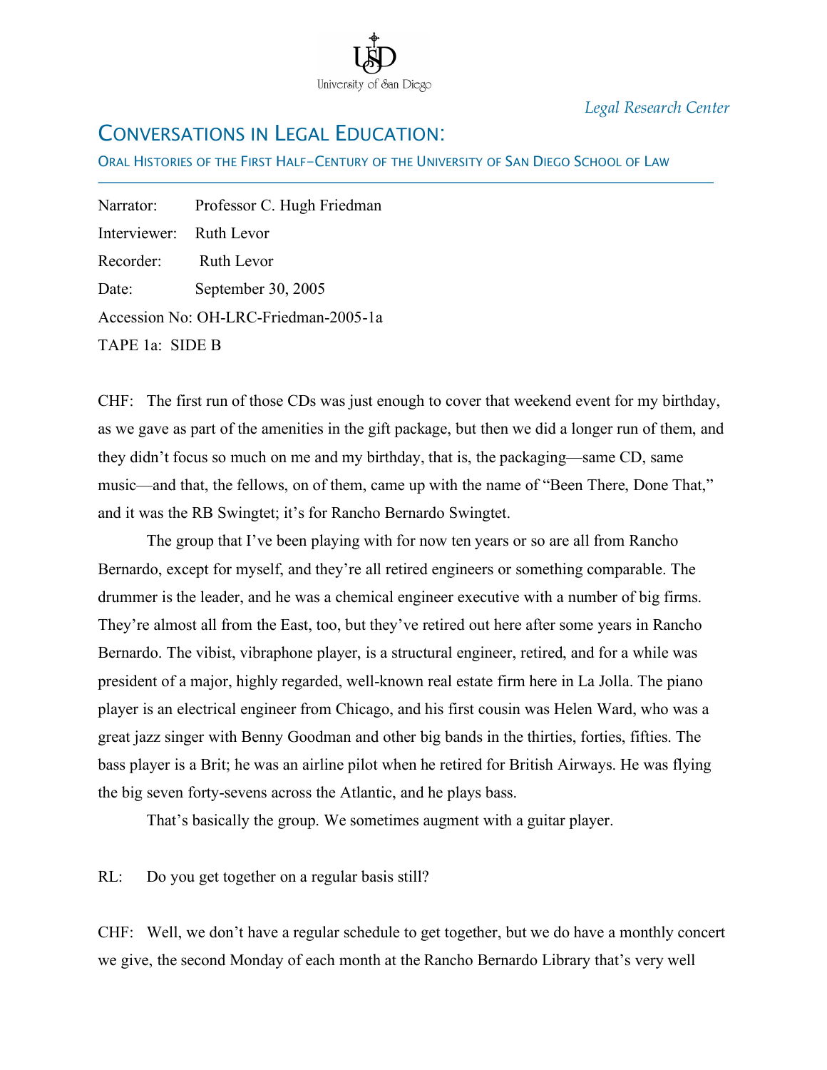*Legal Research Center*

# CONVERSATIONS IN LEGAL EDUCATION:

## ORAL HISTORIES OF THE FIRST HALF-CENTURY OF THE UNIVERSITY OF SAN DIEGO SCHOOL OF LAW

Narrator: Professor C. Hugh Friedman
Interviewer: Ruth Levor
Recorder: Ruth Levor
Date: September 30, 2005
Accession No: OH-LRC-Friedman-2005-1a
TAPE 1a: SIDE B

CHF: The first run of those CDs was just enough to cover that weekend event for my birthday, as we gave as part of the amenities in the gift package, but then we did a longer run of them, and they didn't focus so much on me and my birthday, that is, the packaging—same CD, same music—and that, the fellows, on of them, came up with the name of "Been There, Done That," and it was the RB Swingtet; it's for Rancho Bernardo Swingtet.

The group that I've been playing with for now ten years or so are all from Rancho Bernardo, except for myself, and they're all retired engineers or something comparable. The drummer is the leader, and he was a chemical engineer executive with a number of big firms. They're almost all from the East, too, but they've retired out here after some years in Rancho Bernardo. The vibist, vibraphone player, is a structural engineer, retired, and for a while was president of a major, highly regarded, well-known real estate firm here in La Jolla. The piano player is an electrical engineer from Chicago, and his first cousin was Helen Ward, who was a great jazz singer with Benny Goodman and other big bands in the thirties, forties, fifties. The bass player is a Brit; he was an airline pilot when he retired for British Airways. He was flying the big seven forty-sevens across the Atlantic, and he plays bass.

That's basically the group. We sometimes augment with a guitar player.

RL: Do you get together on a regular basis still?

CHF: Well, we don't have a regular schedule to get together, but we do have a monthly concert we give, the second Monday of each month at the Rancho Bernardo Library that's very well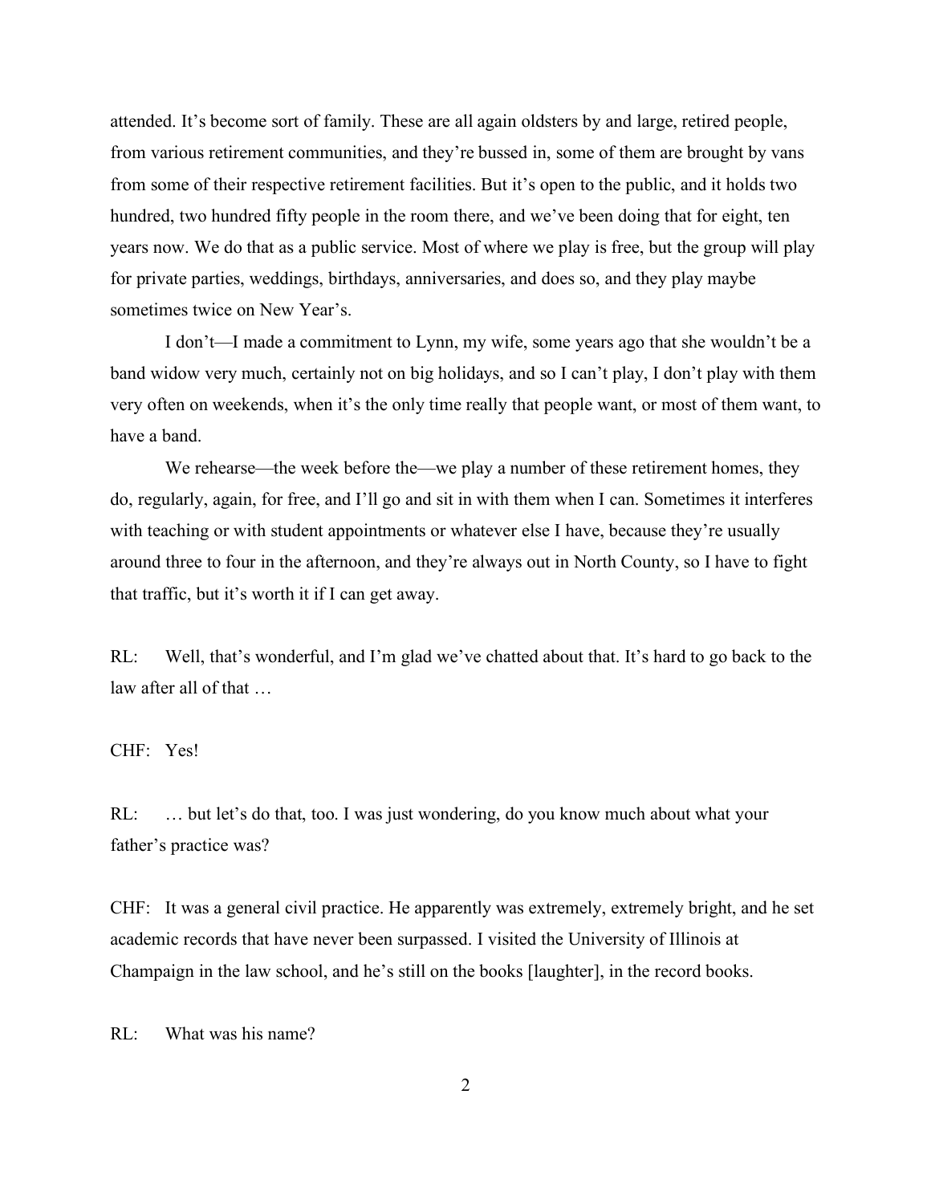attended. It's become sort of family. These are all again oldsters by and large, retired people, from various retirement communities, and they're bussed in, some of them are brought by vans from some of their respective retirement facilities. But it's open to the public, and it holds two hundred, two hundred fifty people in the room there, and we've been doing that for eight, ten years now. We do that as a public service. Most of where we play is free, but the group will play for private parties, weddings, birthdays, anniversaries, and does so, and they play maybe sometimes twice on New Year's.

I don't—I made a commitment to Lynn, my wife, some years ago that she wouldn't be a band widow very much, certainly not on big holidays, and so I can't play, I don't play with them very often on weekends, when it's the only time really that people want, or most of them want, to have a band.

We rehearse—the week before the—we play a number of these retirement homes, they do, regularly, again, for free, and I'll go and sit in with them when I can. Sometimes it interferes with teaching or with student appointments or whatever else I have, because they're usually around three to four in the afternoon, and they're always out in North County, so I have to fight that traffic, but it's worth it if I can get away.

RL: Well, that's wonderful, and I'm glad we've chatted about that. It's hard to go back to the law after all of that …

CHF: Yes!

RL: … but let's do that, too. I was just wondering, do you know much about what your father's practice was?

CHF: It was a general civil practice. He apparently was extremely, extremely bright, and he set academic records that have never been surpassed. I visited the University of Illinois at Champaign in the law school, and he's still on the books [laughter], in the record books.

RL: What was his name?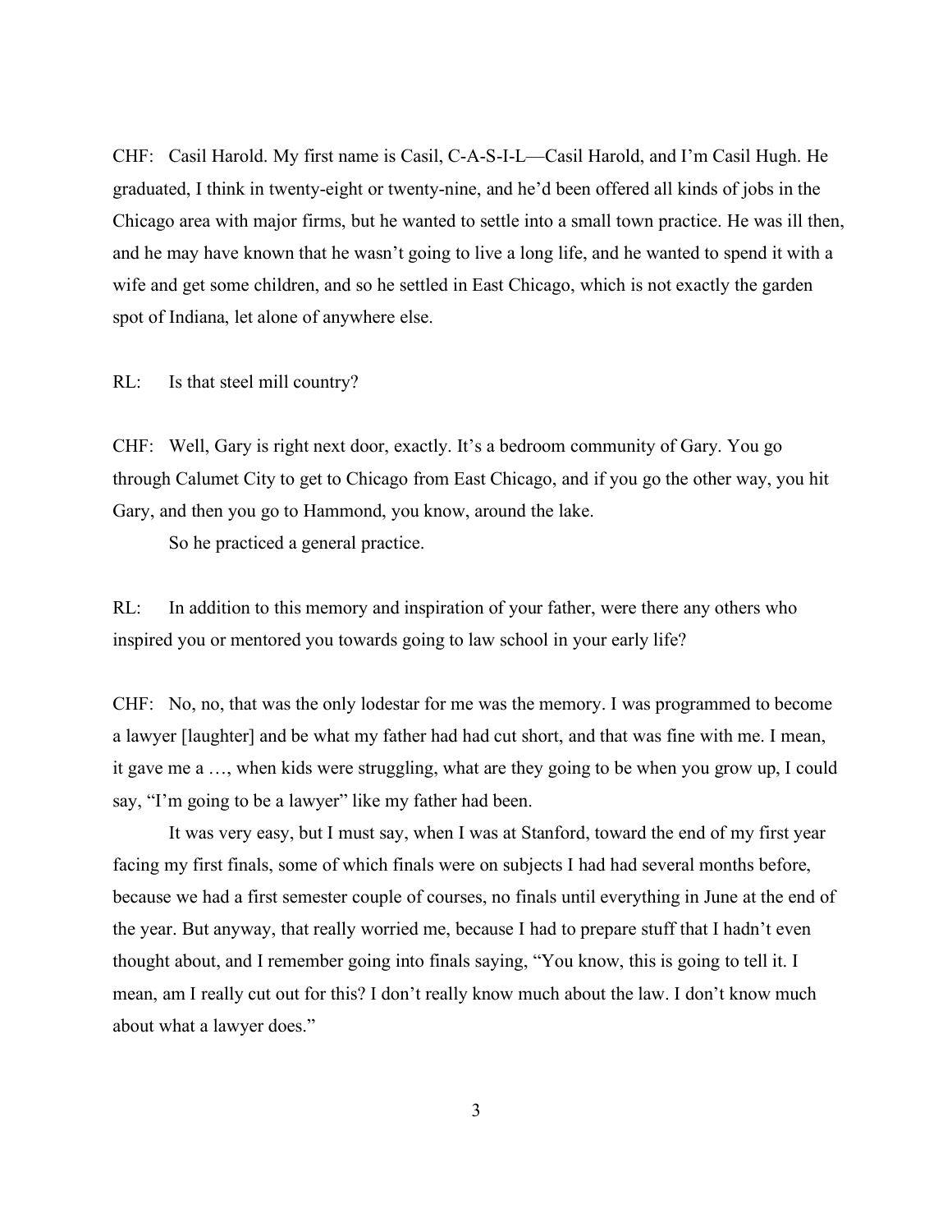CHF: Casil Harold. My first name is Casil, C-A-S-I-L—Casil Harold, and I'm Casil Hugh. He graduated, I think in twenty-eight or twenty-nine, and he'd been offered all kinds of jobs in the Chicago area with major firms, but he wanted to settle into a small town practice. He was ill then, and he may have known that he wasn't going to live a long life, and he wanted to spend it with a wife and get some children, and so he settled in East Chicago, which is not exactly the garden spot of Indiana, let alone of anywhere else.

RL: Is that steel mill country?

CHF: Well, Gary is right next door, exactly. It's a bedroom community of Gary. You go through Calumet City to get to Chicago from East Chicago, and if you go the other way, you hit Gary, and then you go to Hammond, you know, around the lake.

So he practiced a general practice.

RL: In addition to this memory and inspiration of your father, were there any others who inspired you or mentored you towards going to law school in your early life?

CHF: No, no, that was the only lodestar for me was the memory. I was programmed to become a lawyer [laughter] and be what my father had had cut short, and that was fine with me. I mean, it gave me a …, when kids were struggling, what are they going to be when you grow up, I could say, "I'm going to be a lawyer" like my father had been.

It was very easy, but I must say, when I was at Stanford, toward the end of my first year facing my first finals, some of which finals were on subjects I had had several months before, because we had a first semester couple of courses, no finals until everything in June at the end of the year. But anyway, that really worried me, because I had to prepare stuff that I hadn't even thought about, and I remember going into finals saying, "You know, this is going to tell it. I mean, am I really cut out for this? I don't really know much about the law. I don't know much about what a lawyer does."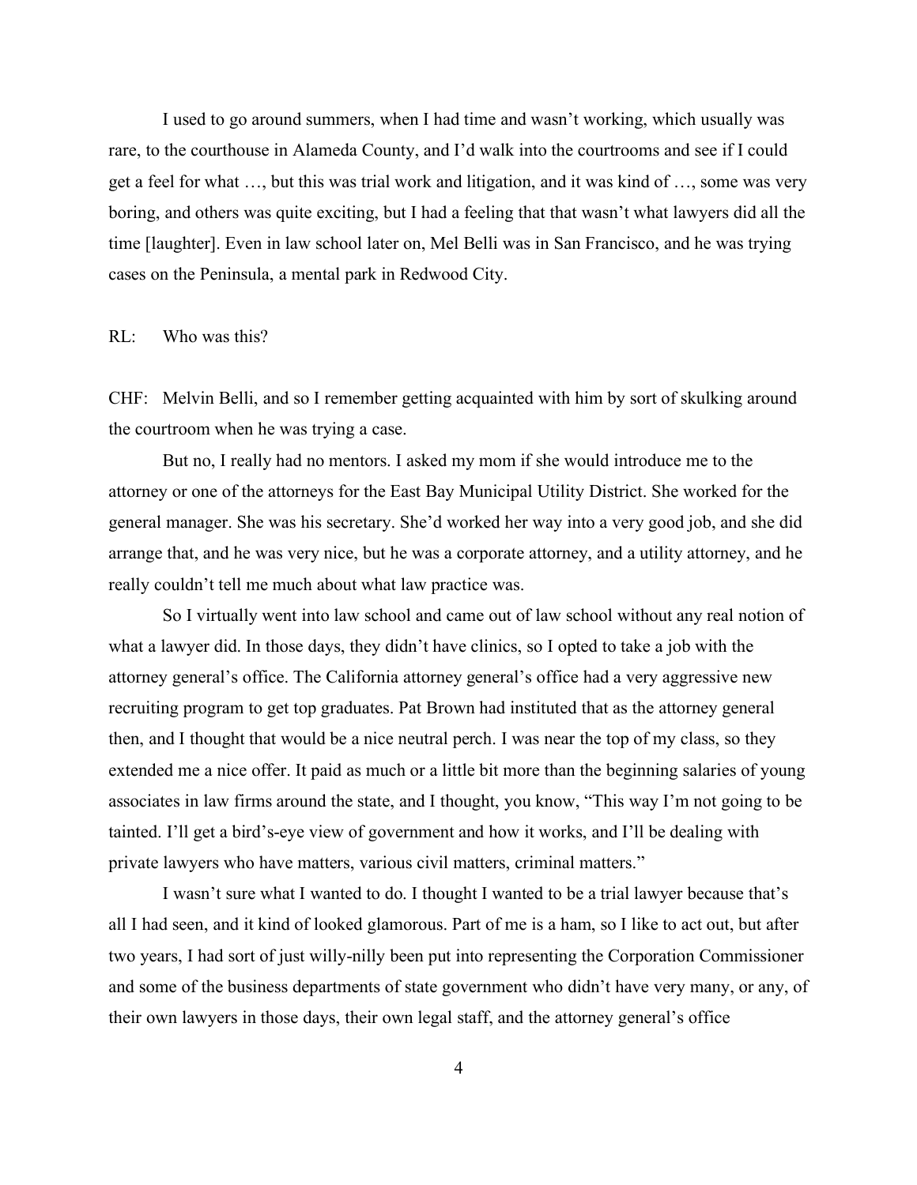I used to go around summers, when I had time and wasn't working, which usually was rare, to the courthouse in Alameda County, and I'd walk into the courtrooms and see if I could get a feel for what …, but this was trial work and litigation, and it was kind of …, some was very boring, and others was quite exciting, but I had a feeling that that wasn't what lawyers did all the time [laughter]. Even in law school later on, Mel Belli was in San Francisco, and he was trying cases on the Peninsula, a mental park in Redwood City.

RL: Who was this?

CHF: Melvin Belli, and so I remember getting acquainted with him by sort of skulking around the courtroom when he was trying a case.

But no, I really had no mentors. I asked my mom if she would introduce me to the attorney or one of the attorneys for the East Bay Municipal Utility District. She worked for the general manager. She was his secretary. She'd worked her way into a very good job, and she did arrange that, and he was very nice, but he was a corporate attorney, and a utility attorney, and he really couldn't tell me much about what law practice was.

So I virtually went into law school and came out of law school without any real notion of what a lawyer did. In those days, they didn't have clinics, so I opted to take a job with the attorney general's office. The California attorney general's office had a very aggressive new recruiting program to get top graduates. Pat Brown had instituted that as the attorney general then, and I thought that would be a nice neutral perch. I was near the top of my class, so they extended me a nice offer. It paid as much or a little bit more than the beginning salaries of young associates in law firms around the state, and I thought, you know, "This way I'm not going to be tainted. I'll get a bird's-eye view of government and how it works, and I'll be dealing with private lawyers who have matters, various civil matters, criminal matters."

I wasn't sure what I wanted to do. I thought I wanted to be a trial lawyer because that's all I had seen, and it kind of looked glamorous. Part of me is a ham, so I like to act out, but after two years, I had sort of just willy-nilly been put into representing the Corporation Commissioner and some of the business departments of state government who didn't have very many, or any, of their own lawyers in those days, their own legal staff, and the attorney general's office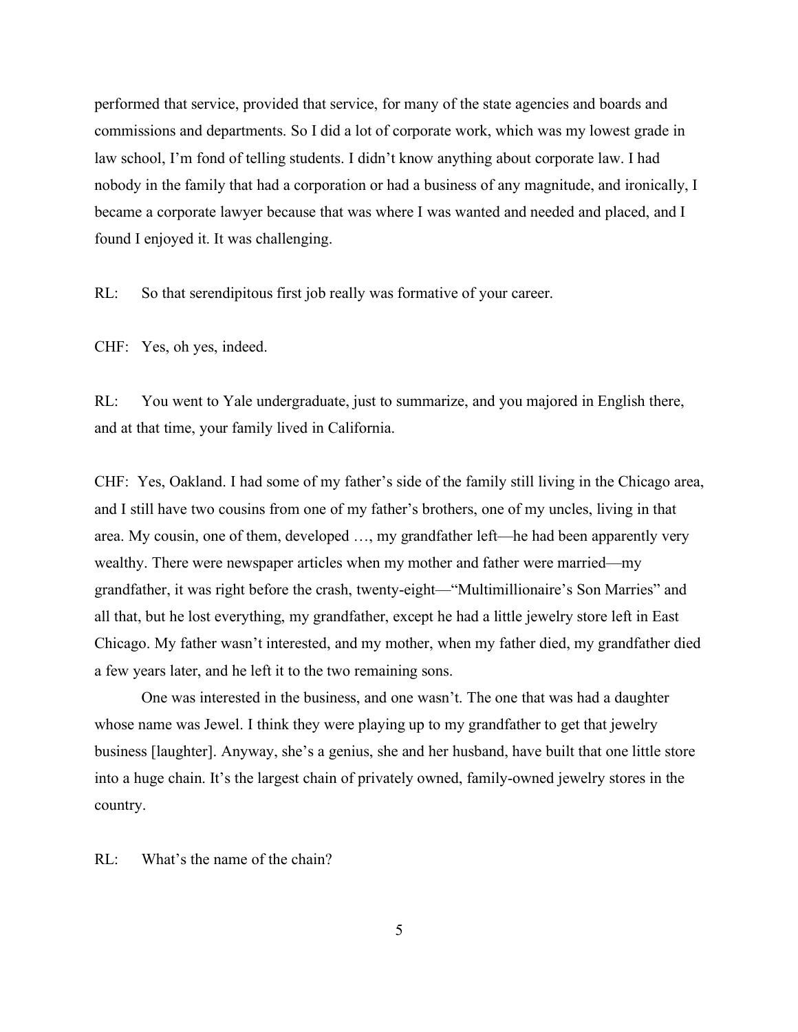performed that service, provided that service, for many of the state agencies and boards and commissions and departments. So I did a lot of corporate work, which was my lowest grade in law school, I'm fond of telling students. I didn't know anything about corporate law. I had nobody in the family that had a corporation or had a business of any magnitude, and ironically, I became a corporate lawyer because that was where I was wanted and needed and placed, and I found I enjoyed it. It was challenging.

RL: So that serendipitous first job really was formative of your career.

CHF: Yes, oh yes, indeed.

RL: You went to Yale undergraduate, just to summarize, and you majored in English there, and at that time, your family lived in California.

CHF: Yes, Oakland. I had some of my father's side of the family still living in the Chicago area, and I still have two cousins from one of my father's brothers, one of my uncles, living in that area. My cousin, one of them, developed …, my grandfather left—he had been apparently very wealthy. There were newspaper articles when my mother and father were married—my grandfather, it was right before the crash, twenty-eight—"Multimillionaire's Son Marries" and all that, but he lost everything, my grandfather, except he had a little jewelry store left in East Chicago. My father wasn't interested, and my mother, when my father died, my grandfather died a few years later, and he left it to the two remaining sons.

One was interested in the business, and one wasn't. The one that was had a daughter whose name was Jewel. I think they were playing up to my grandfather to get that jewelry business [laughter]. Anyway, she's a genius, she and her husband, have built that one little store into a huge chain. It's the largest chain of privately owned, family-owned jewelry stores in the country.

RL: What's the name of the chain?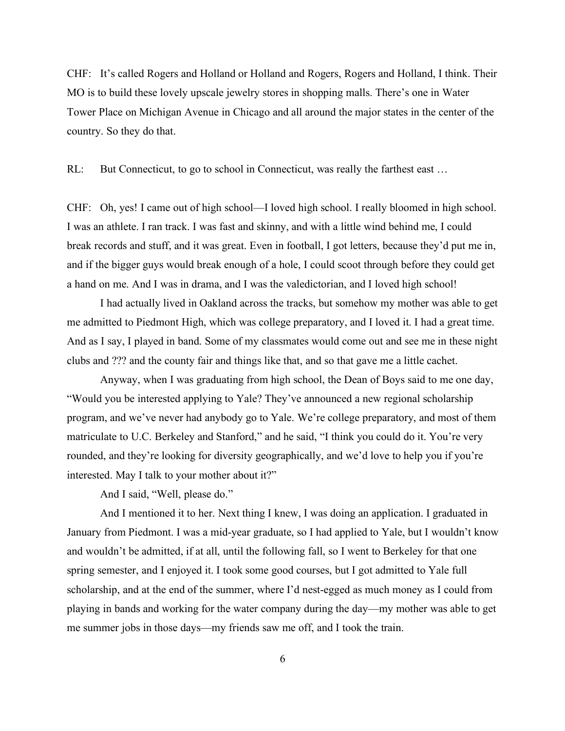CHF: It's called Rogers and Holland or Holland and Rogers, Rogers and Holland, I think. Their MO is to build these lovely upscale jewelry stores in shopping malls. There's one in Water Tower Place on Michigan Avenue in Chicago and all around the major states in the center of the country. So they do that.

RL: But Connecticut, to go to school in Connecticut, was really the farthest east …

CHF: Oh, yes! I came out of high school—I loved high school. I really bloomed in high school. I was an athlete. I ran track. I was fast and skinny, and with a little wind behind me, I could break records and stuff, and it was great. Even in football, I got letters, because they'd put me in, and if the bigger guys would break enough of a hole, I could scoot through before they could get a hand on me. And I was in drama, and I was the valedictorian, and I loved high school!

I had actually lived in Oakland across the tracks, but somehow my mother was able to get me admitted to Piedmont High, which was college preparatory, and I loved it. I had a great time. And as I say, I played in band. Some of my classmates would come out and see me in these night clubs and ??? and the county fair and things like that, and so that gave me a little cachet.

Anyway, when I was graduating from high school, the Dean of Boys said to me one day, "Would you be interested applying to Yale? They've announced a new regional scholarship program, and we've never had anybody go to Yale. We're college preparatory, and most of them matriculate to U.C. Berkeley and Stanford," and he said, "I think you could do it. You're very rounded, and they're looking for diversity geographically, and we'd love to help you if you're interested. May I talk to your mother about it?"

And I said, "Well, please do."

And I mentioned it to her. Next thing I knew, I was doing an application. I graduated in January from Piedmont. I was a mid-year graduate, so I had applied to Yale, but I wouldn't know and wouldn't be admitted, if at all, until the following fall, so I went to Berkeley for that one spring semester, and I enjoyed it. I took some good courses, but I got admitted to Yale full scholarship, and at the end of the summer, where I'd nest-egged as much money as I could from playing in bands and working for the water company during the day—my mother was able to get me summer jobs in those days—my friends saw me off, and I took the train.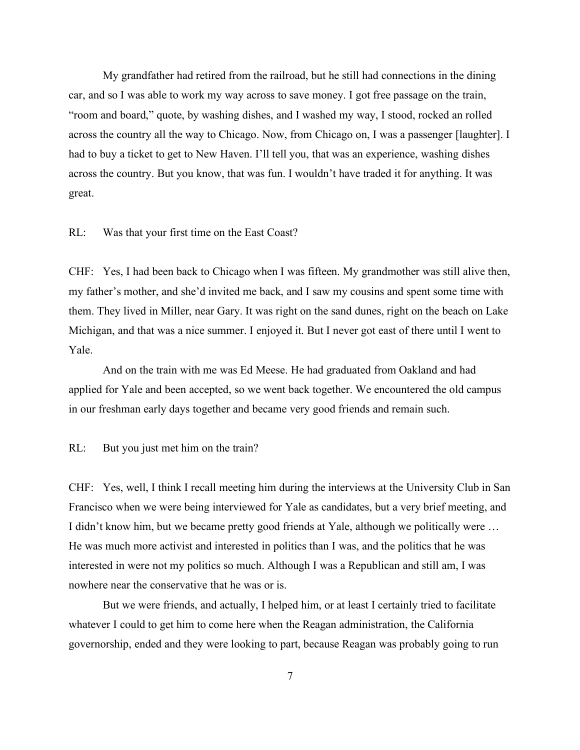My grandfather had retired from the railroad, but he still had connections in the dining car, and so I was able to work my way across to save money. I got free passage on the train, "room and board," quote, by washing dishes, and I washed my way, I stood, rocked an rolled across the country all the way to Chicago. Now, from Chicago on, I was a passenger [laughter]. I had to buy a ticket to get to New Haven. I'll tell you, that was an experience, washing dishes across the country. But you know, that was fun. I wouldn't have traded it for anything. It was great.

RL: Was that your first time on the East Coast?

CHF: Yes, I had been back to Chicago when I was fifteen. My grandmother was still alive then, my father's mother, and she'd invited me back, and I saw my cousins and spent some time with them. They lived in Miller, near Gary. It was right on the sand dunes, right on the beach on Lake Michigan, and that was a nice summer. I enjoyed it. But I never got east of there until I went to Yale.

And on the train with me was Ed Meese. He had graduated from Oakland and had applied for Yale and been accepted, so we went back together. We encountered the old campus in our freshman early days together and became very good friends and remain such.

RL: But you just met him on the train?

CHF: Yes, well, I think I recall meeting him during the interviews at the University Club in San Francisco when we were being interviewed for Yale as candidates, but a very brief meeting, and I didn't know him, but we became pretty good friends at Yale, although we politically were … He was much more activist and interested in politics than I was, and the politics that he was interested in were not my politics so much. Although I was a Republican and still am, I was nowhere near the conservative that he was or is.

But we were friends, and actually, I helped him, or at least I certainly tried to facilitate whatever I could to get him to come here when the Reagan administration, the California governorship, ended and they were looking to part, because Reagan was probably going to run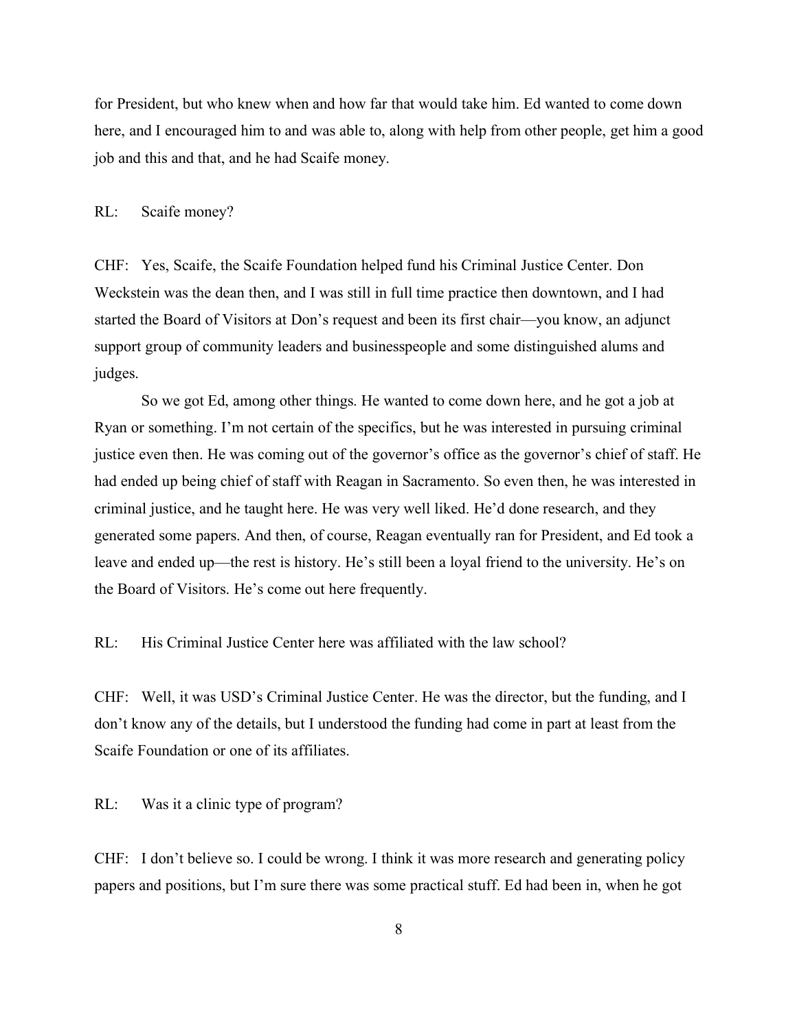for President, but who knew when and how far that would take him. Ed wanted to come down here, and I encouraged him to and was able to, along with help from other people, get him a good job and this and that, and he had Scaife money.

RL: Scaife money?

CHF: Yes, Scaife, the Scaife Foundation helped fund his Criminal Justice Center. Don Weckstein was the dean then, and I was still in full time practice then downtown, and I had started the Board of Visitors at Don's request and been its first chair—you know, an adjunct support group of community leaders and businesspeople and some distinguished alums and judges.

So we got Ed, among other things. He wanted to come down here, and he got a job at Ryan or something. I'm not certain of the specifics, but he was interested in pursuing criminal justice even then. He was coming out of the governor's office as the governor's chief of staff. He had ended up being chief of staff with Reagan in Sacramento. So even then, he was interested in criminal justice, and he taught here. He was very well liked. He'd done research, and they generated some papers. And then, of course, Reagan eventually ran for President, and Ed took a leave and ended up—the rest is history. He's still been a loyal friend to the university. He's on the Board of Visitors. He's come out here frequently.

RL: His Criminal Justice Center here was affiliated with the law school?

CHF: Well, it was USD's Criminal Justice Center. He was the director, but the funding, and I don't know any of the details, but I understood the funding had come in part at least from the Scaife Foundation or one of its affiliates.

RL: Was it a clinic type of program?

CHF: I don't believe so. I could be wrong. I think it was more research and generating policy papers and positions, but I'm sure there was some practical stuff. Ed had been in, when he got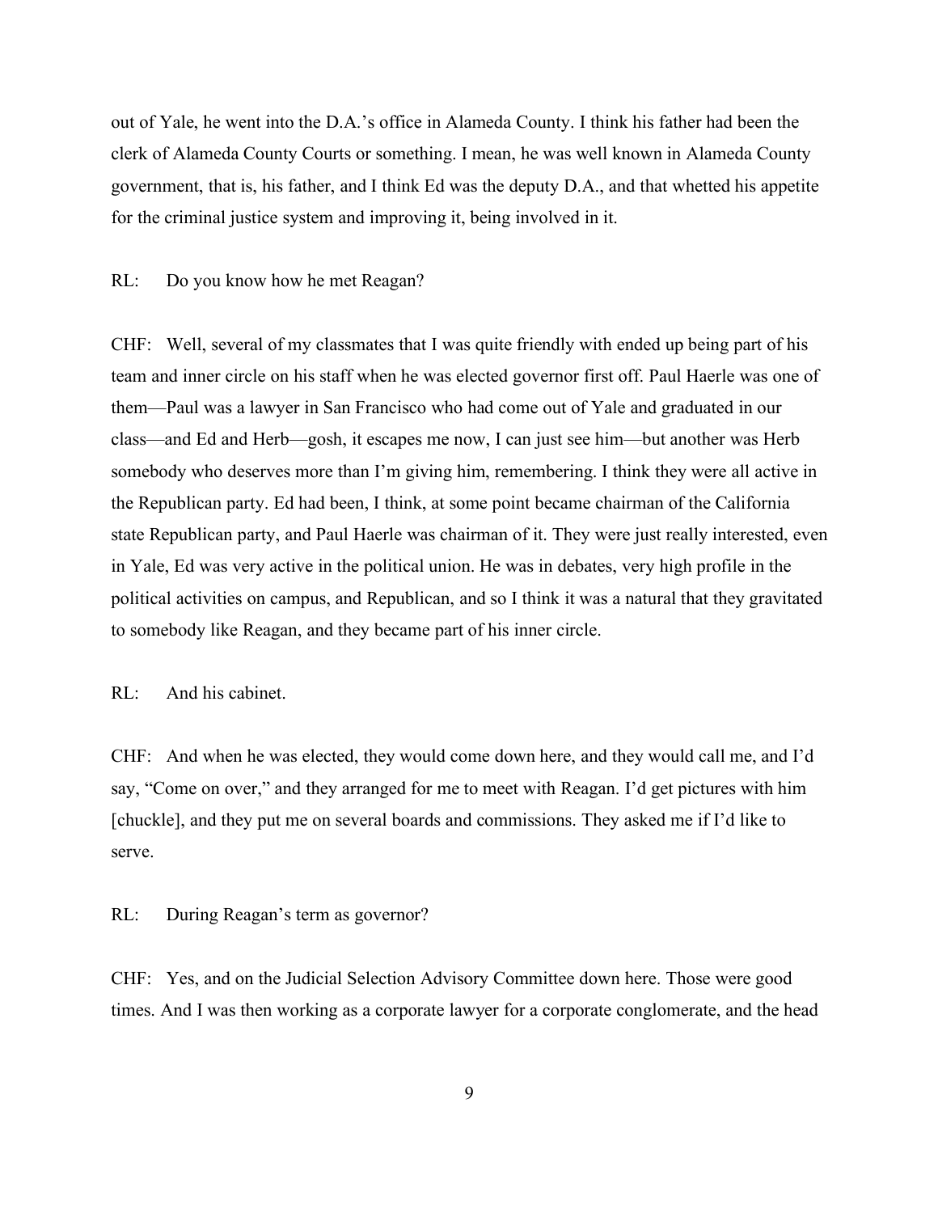out of Yale, he went into the D.A.'s office in Alameda County. I think his father had been the clerk of Alameda County Courts or something. I mean, he was well known in Alameda County government, that is, his father, and I think Ed was the deputy D.A., and that whetted his appetite for the criminal justice system and improving it, being involved in it.

RL: Do you know how he met Reagan?

CHF: Well, several of my classmates that I was quite friendly with ended up being part of his team and inner circle on his staff when he was elected governor first off. Paul Haerle was one of them—Paul was a lawyer in San Francisco who had come out of Yale and graduated in our class—and Ed and Herb—gosh, it escapes me now, I can just see him—but another was Herb somebody who deserves more than I'm giving him, remembering. I think they were all active in the Republican party. Ed had been, I think, at some point became chairman of the California state Republican party, and Paul Haerle was chairman of it. They were just really interested, even in Yale, Ed was very active in the political union. He was in debates, very high profile in the political activities on campus, and Republican, and so I think it was a natural that they gravitated to somebody like Reagan, and they became part of his inner circle.

RL: And his cabinet.

CHF: And when he was elected, they would come down here, and they would call me, and I'd say, "Come on over," and they arranged for me to meet with Reagan. I'd get pictures with him [chuckle], and they put me on several boards and commissions. They asked me if I'd like to serve.

RL: During Reagan's term as governor?

CHF: Yes, and on the Judicial Selection Advisory Committee down here. Those were good times. And I was then working as a corporate lawyer for a corporate conglomerate, and the head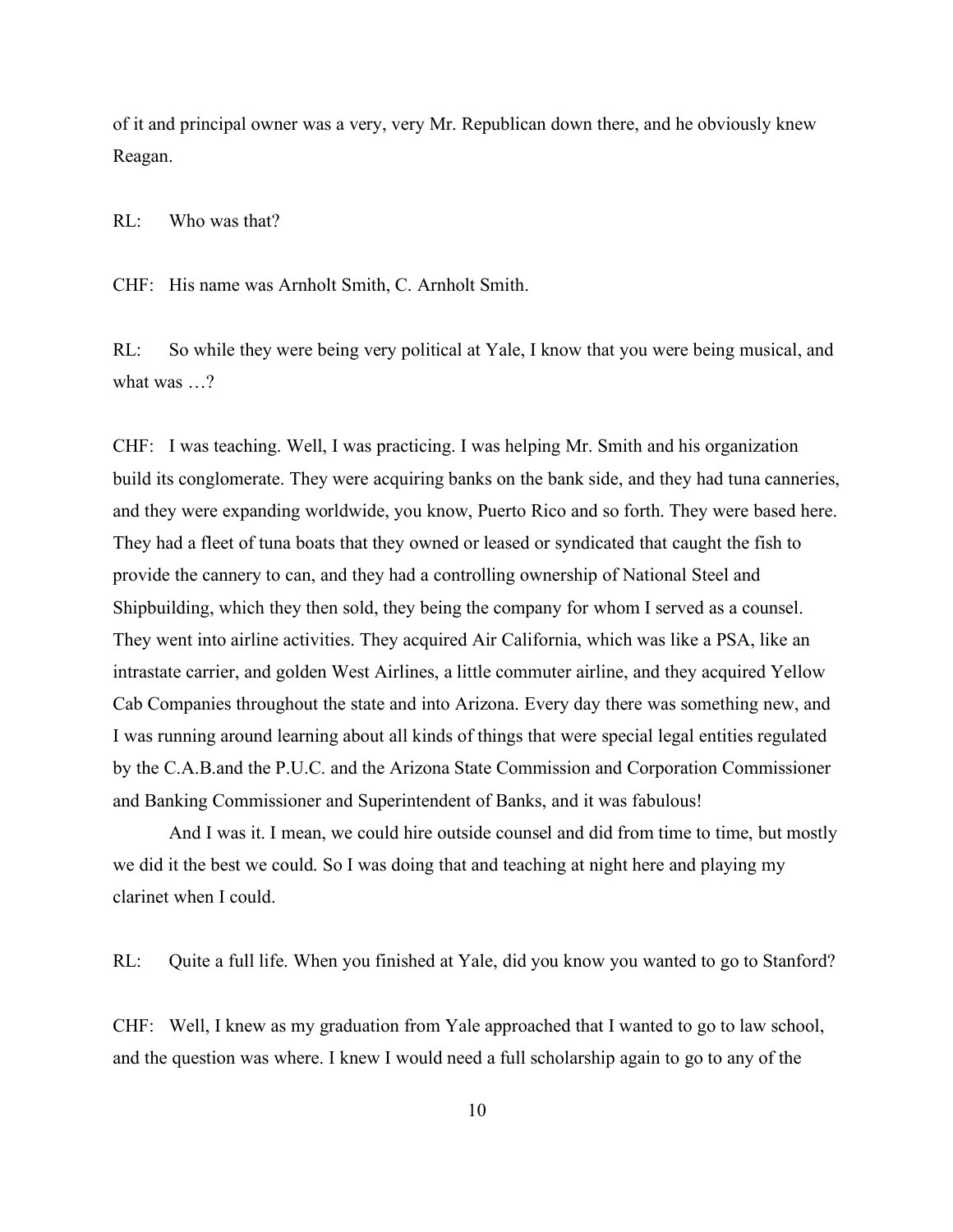of it and principal owner was a very, very Mr. Republican down there, and he obviously knew Reagan.

RL: Who was that?

CHF: His name was Arnholt Smith, C. Arnholt Smith.

RL: So while they were being very political at Yale, I know that you were being musical, and what was …?

CHF: I was teaching. Well, I was practicing. I was helping Mr. Smith and his organization build its conglomerate. They were acquiring banks on the bank side, and they had tuna canneries, and they were expanding worldwide, you know, Puerto Rico and so forth. They were based here. They had a fleet of tuna boats that they owned or leased or syndicated that caught the fish to provide the cannery to can, and they had a controlling ownership of National Steel and Shipbuilding, which they then sold, they being the company for whom I served as a counsel. They went into airline activities. They acquired Air California, which was like a PSA, like an intrastate carrier, and golden West Airlines, a little commuter airline, and they acquired Yellow Cab Companies throughout the state and into Arizona. Every day there was something new, and I was running around learning about all kinds of things that were special legal entities regulated by the C.A.B.and the P.U.C. and the Arizona State Commission and Corporation Commissioner and Banking Commissioner and Superintendent of Banks, and it was fabulous!

And I was it. I mean, we could hire outside counsel and did from time to time, but mostly we did it the best we could. So I was doing that and teaching at night here and playing my clarinet when I could.

RL: Quite a full life. When you finished at Yale, did you know you wanted to go to Stanford?

CHF: Well, I knew as my graduation from Yale approached that I wanted to go to law school, and the question was where. I knew I would need a full scholarship again to go to any of the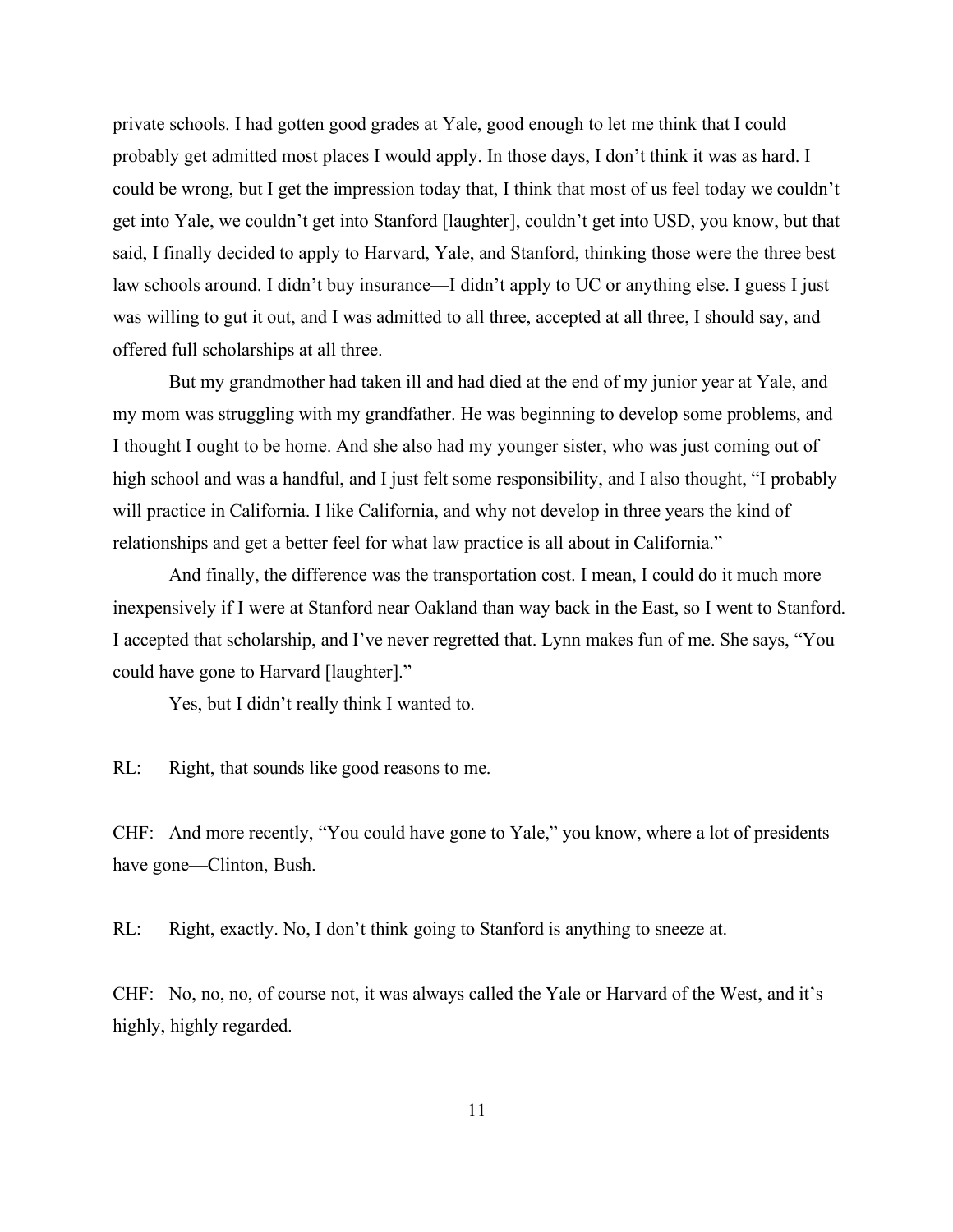private schools. I had gotten good grades at Yale, good enough to let me think that I could probably get admitted most places I would apply. In those days, I don't think it was as hard. I could be wrong, but I get the impression today that, I think that most of us feel today we couldn't get into Yale, we couldn't get into Stanford [laughter], couldn't get into USD, you know, but that said, I finally decided to apply to Harvard, Yale, and Stanford, thinking those were the three best law schools around. I didn't buy insurance—I didn't apply to UC or anything else. I guess I just was willing to gut it out, and I was admitted to all three, accepted at all three, I should say, and offered full scholarships at all three.

But my grandmother had taken ill and had died at the end of my junior year at Yale, and my mom was struggling with my grandfather. He was beginning to develop some problems, and I thought I ought to be home. And she also had my younger sister, who was just coming out of high school and was a handful, and I just felt some responsibility, and I also thought, "I probably will practice in California. I like California, and why not develop in three years the kind of relationships and get a better feel for what law practice is all about in California."

And finally, the difference was the transportation cost. I mean, I could do it much more inexpensively if I were at Stanford near Oakland than way back in the East, so I went to Stanford. I accepted that scholarship, and I've never regretted that. Lynn makes fun of me. She says, "You could have gone to Harvard [laughter]."

Yes, but I didn't really think I wanted to.

RL: Right, that sounds like good reasons to me.

CHF: And more recently, "You could have gone to Yale," you know, where a lot of presidents have gone—Clinton, Bush.

RL: Right, exactly. No, I don't think going to Stanford is anything to sneeze at.

CHF: No, no, no, of course not, it was always called the Yale or Harvard of the West, and it's highly, highly regarded.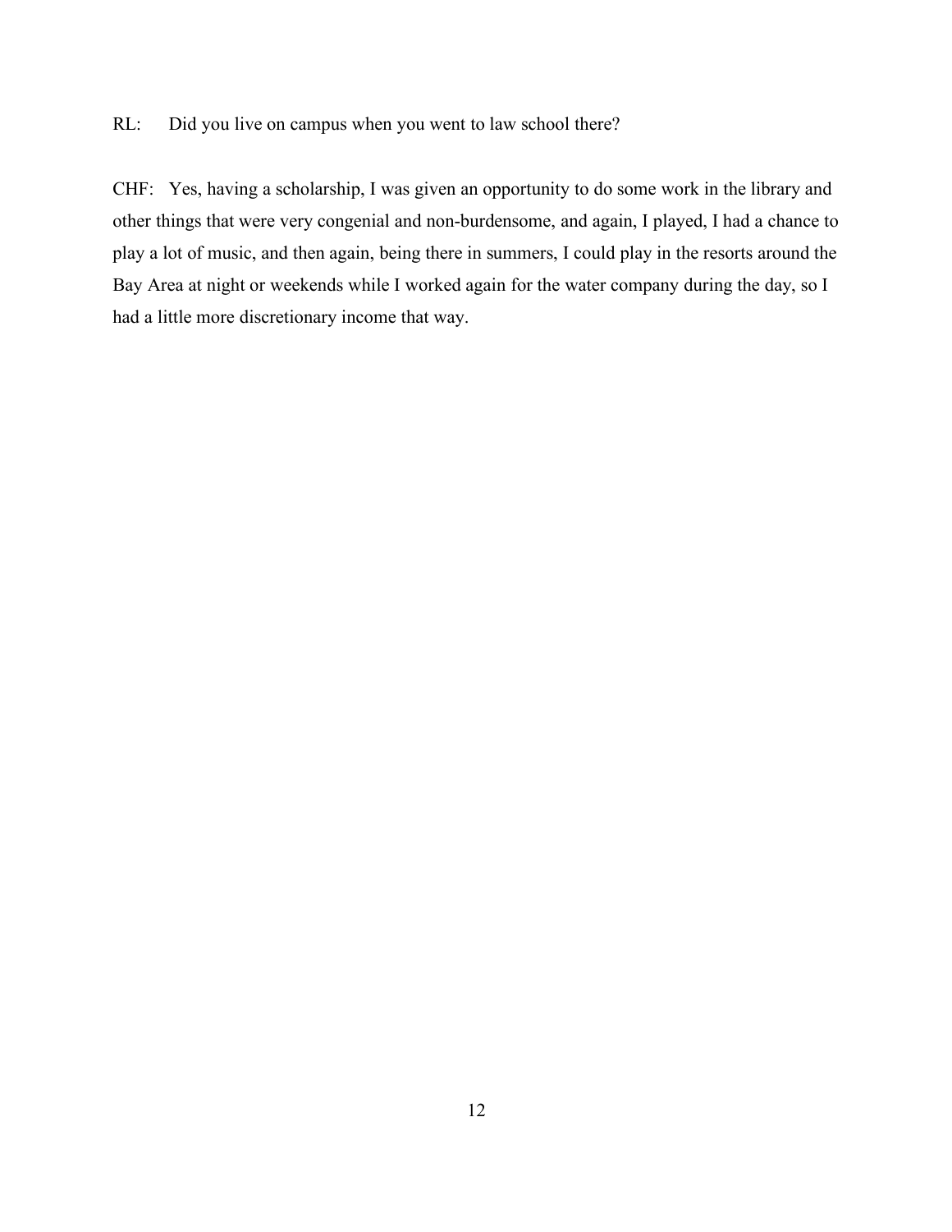RL: Did you live on campus when you went to law school there?

CHF: Yes, having a scholarship, I was given an opportunity to do some work in the library and other things that were very congenial and non-burdensome, and again, I played, I had a chance to play a lot of music, and then again, being there in summers, I could play in the resorts around the Bay Area at night or weekends while I worked again for the water company during the day, so I had a little more discretionary income that way.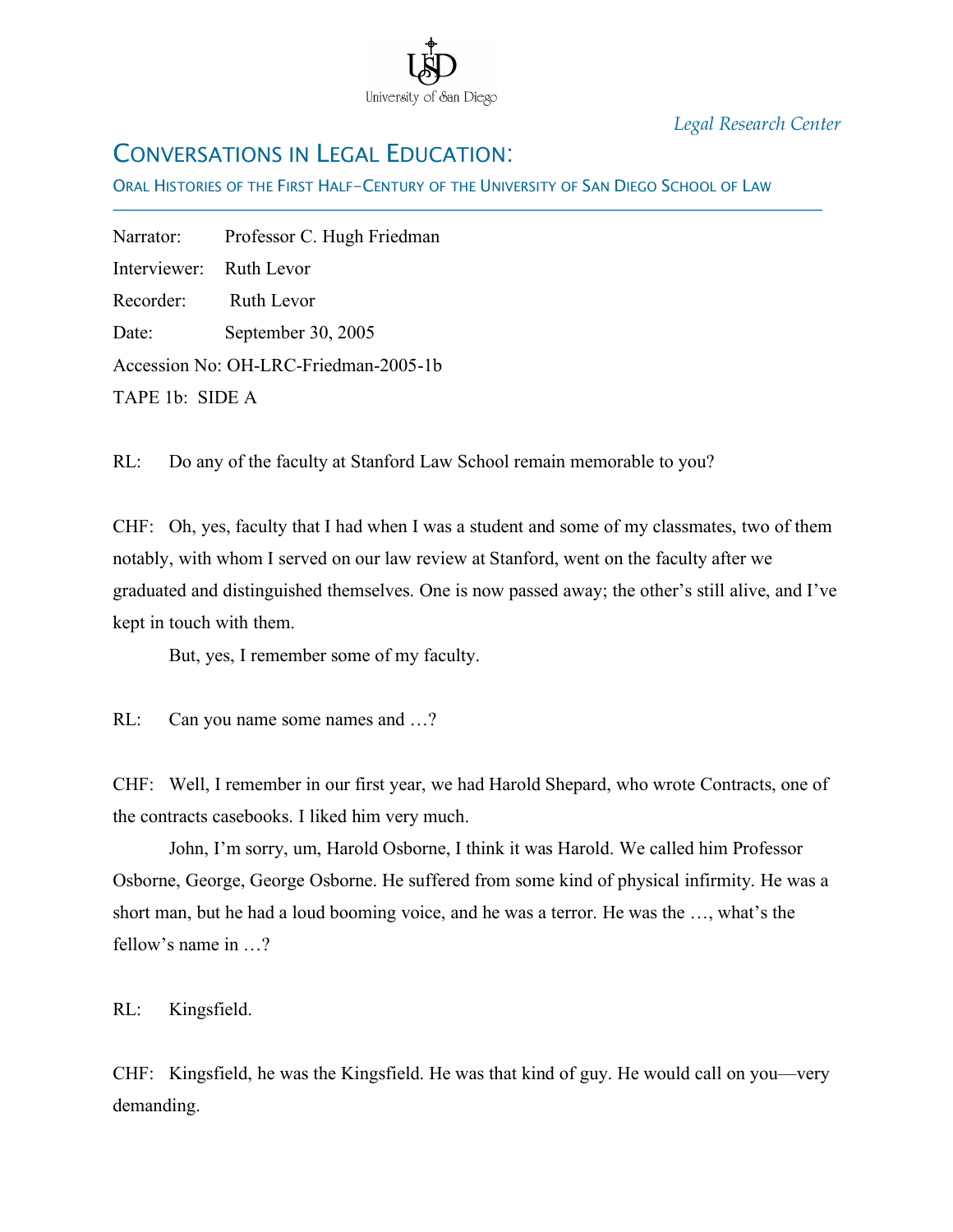*Legal Research Center*

# CONVERSATIONS IN LEGAL EDUCATION:

ORAL HISTORIES OF THE FIRST HALF-CENTURY OF THE UNIVERSITY OF SAN DIEGO SCHOOL OF LAW

---

Narrator: Professor C. Hugh Friedman

Interviewer: Ruth Levor

Recorder: Ruth Levor

Date: September 30, 2005

Accession No: OH-LRC-Friedman-2005-1b

TAPE 1b: SIDE A

RL: Do any of the faculty at Stanford Law School remain memorable to you?

CHF: Oh, yes, faculty that I had when I was a student and some of my classmates, two of them notably, with whom I served on our law review at Stanford, went on the faculty after we graduated and distinguished themselves. One is now passed away; the other's still alive, and I've kept in touch with them.

But, yes, I remember some of my faculty.

RL: Can you name some names and …?

CHF: Well, I remember in our first year, we had Harold Shepard, who wrote Contracts, one of the contracts casebooks. I liked him very much.

John, I'm sorry, um, Harold Osborne, I think it was Harold. We called him Professor Osborne, George, George Osborne. He suffered from some kind of physical infirmity. He was a short man, but he had a loud booming voice, and he was a terror. He was the …, what's the fellow's name in …?

RL: Kingsfield.

CHF: Kingsfield, he was the Kingsfield. He was that kind of guy. He would call on you—very demanding.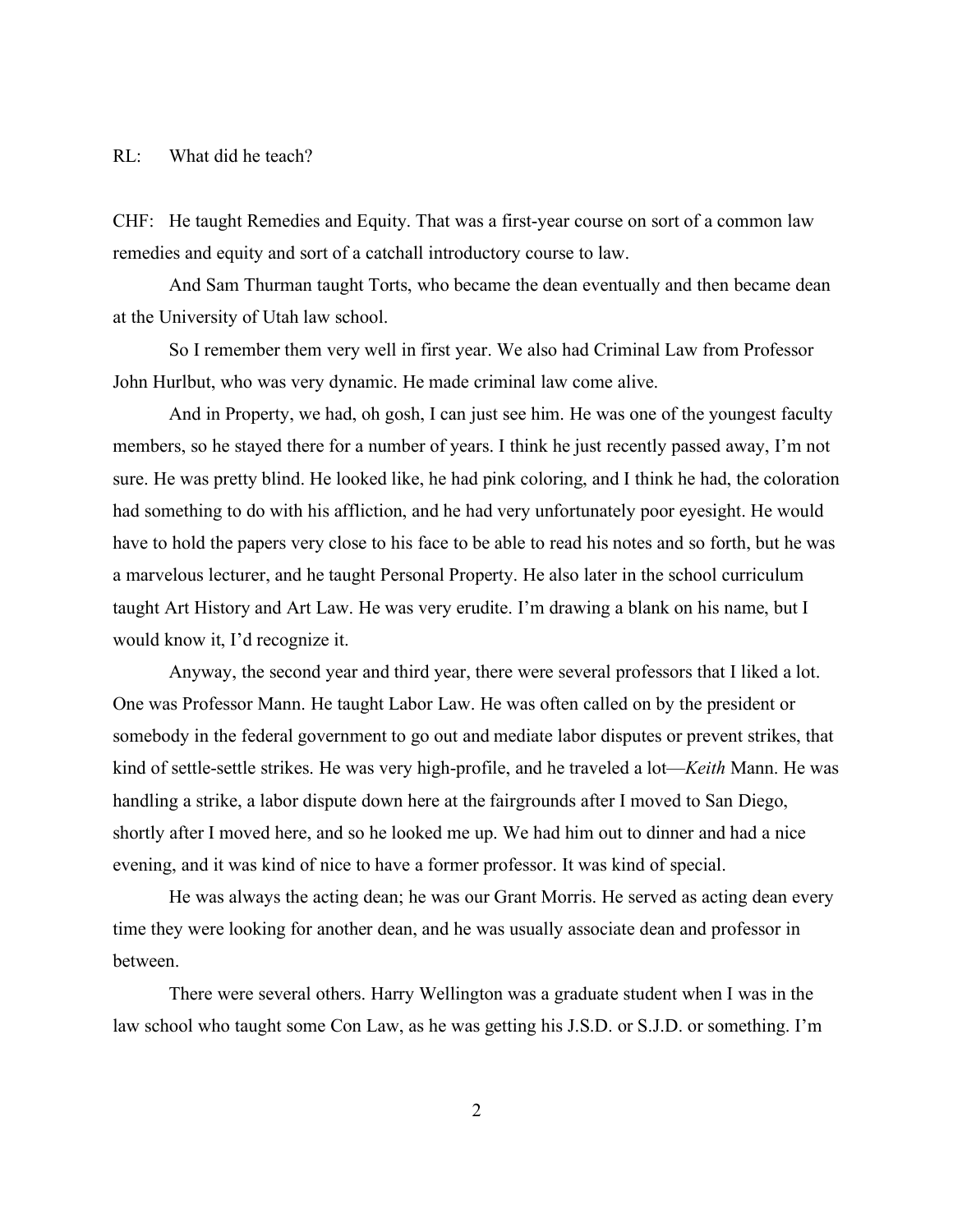RL: What did he teach?

CHF: He taught Remedies and Equity. That was a first-year course on sort of a common law remedies and equity and sort of a catchall introductory course to law.

And Sam Thurman taught Torts, who became the dean eventually and then became dean at the University of Utah law school.

So I remember them very well in first year. We also had Criminal Law from Professor John Hurlbut, who was very dynamic. He made criminal law come alive.

And in Property, we had, oh gosh, I can just see him. He was one of the youngest faculty members, so he stayed there for a number of years. I think he just recently passed away, I'm not sure. He was pretty blind. He looked like, he had pink coloring, and I think he had, the coloration had something to do with his affliction, and he had very unfortunately poor eyesight. He would have to hold the papers very close to his face to be able to read his notes and so forth, but he was a marvelous lecturer, and he taught Personal Property. He also later in the school curriculum taught Art History and Art Law. He was very erudite. I'm drawing a blank on his name, but I would know it, I'd recognize it.

Anyway, the second year and third year, there were several professors that I liked a lot. One was Professor Mann. He taught Labor Law. He was often called on by the president or somebody in the federal government to go out and mediate labor disputes or prevent strikes, that kind of settle-settle strikes. He was very high-profile, and he traveled a lot—*Keith* Mann. He was handling a strike, a labor dispute down here at the fairgrounds after I moved to San Diego, shortly after I moved here, and so he looked me up. We had him out to dinner and had a nice evening, and it was kind of nice to have a former professor. It was kind of special.

He was always the acting dean; he was our Grant Morris. He served as acting dean every time they were looking for another dean, and he was usually associate dean and professor in between.

There were several others. Harry Wellington was a graduate student when I was in the law school who taught some Con Law, as he was getting his J.S.D. or S.J.D. or something. I'm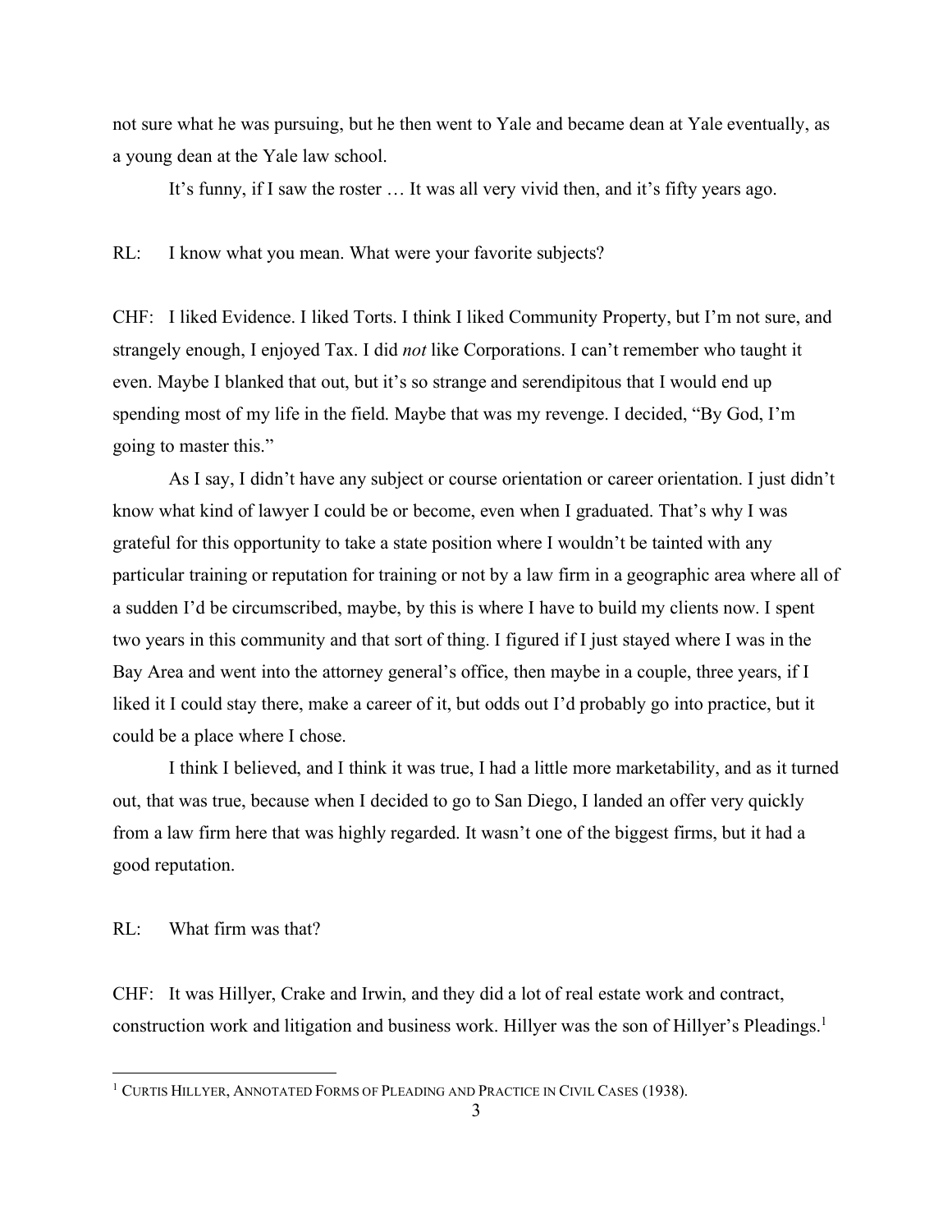not sure what he was pursuing, but he then went to Yale and became dean at Yale eventually, as a young dean at the Yale law school.

It's funny, if I saw the roster … It was all very vivid then, and it's fifty years ago.

RL: I know what you mean. What were your favorite subjects?

CHF: I liked Evidence. I liked Torts. I think I liked Community Property, but I'm not sure, and strangely enough, I enjoyed Tax. I did *not* like Corporations. I can't remember who taught it even. Maybe I blanked that out, but it's so strange and serendipitous that I would end up spending most of my life in the field. Maybe that was my revenge. I decided, "By God, I'm going to master this."

As I say, I didn't have any subject or course orientation or career orientation. I just didn't know what kind of lawyer I could be or become, even when I graduated. That's why I was grateful for this opportunity to take a state position where I wouldn't be tainted with any particular training or reputation for training or not by a law firm in a geographic area where all of a sudden I'd be circumscribed, maybe, by this is where I have to build my clients now. I spent two years in this community and that sort of thing. I figured if I just stayed where I was in the Bay Area and went into the attorney general's office, then maybe in a couple, three years, if I liked it I could stay there, make a career of it, but odds out I'd probably go into practice, but it could be a place where I chose.

I think I believed, and I think it was true, I had a little more marketability, and as it turned out, that was true, because when I decided to go to San Diego, I landed an offer very quickly from a law firm here that was highly regarded. It wasn't one of the biggest firms, but it had a good reputation.

RL: What firm was that?

CHF: It was Hillyer, Crake and Irwin, and they did a lot of real estate work and contract, construction work and litigation and business work. Hillyer was the son of Hillyer's Pleadings.[1]

---

[1] CURTIS HILLYER, ANNOTATED FORMS OF PLEADING AND PRACTICE IN CIVIL CASES (1938).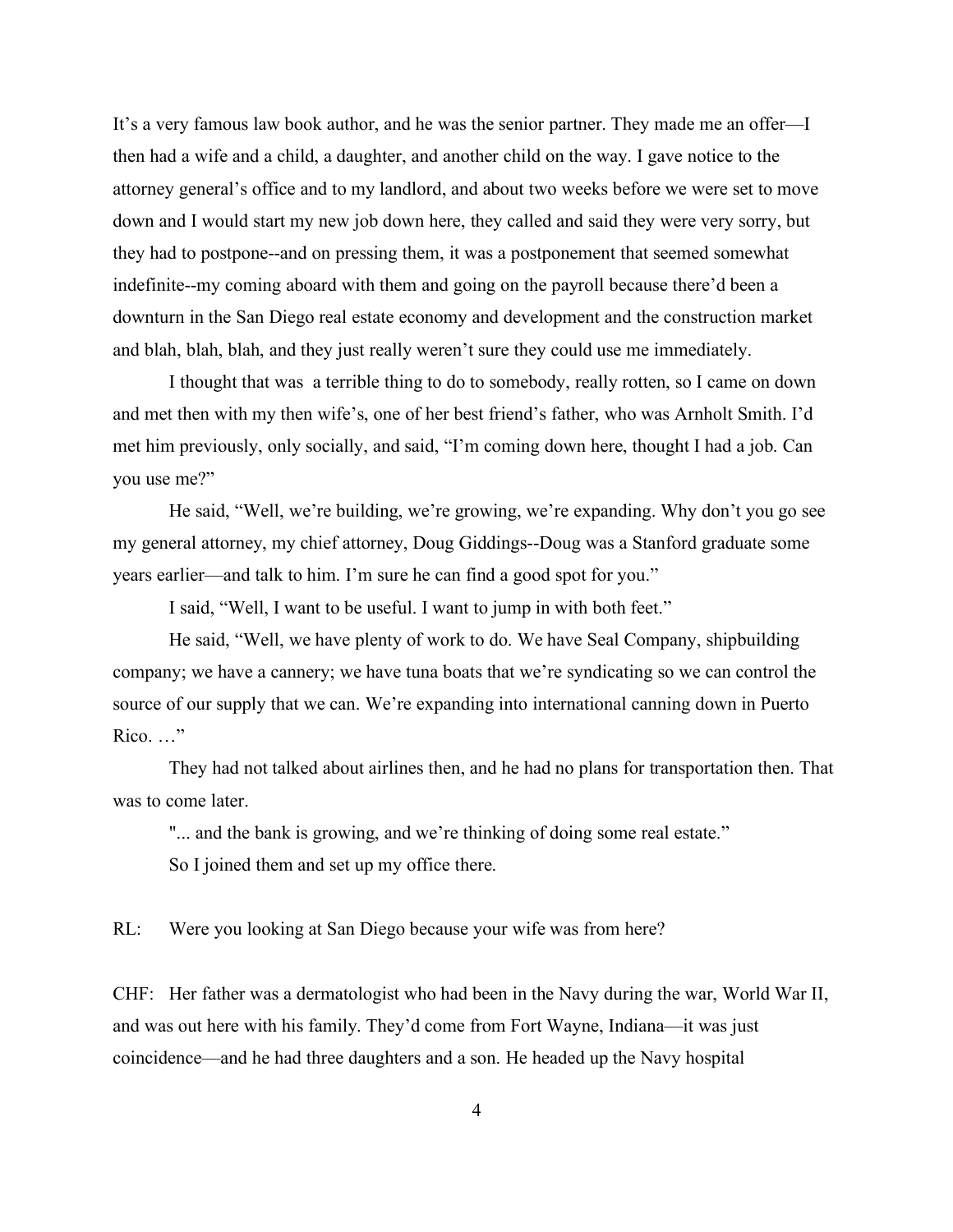It's a very famous law book author, and he was the senior partner. They made me an offer—I then had a wife and a child, a daughter, and another child on the way. I gave notice to the attorney general's office and to my landlord, and about two weeks before we were set to move down and I would start my new job down here, they called and said they were very sorry, but they had to postpone--and on pressing them, it was a postponement that seemed somewhat indefinite--my coming aboard with them and going on the payroll because there'd been a downturn in the San Diego real estate economy and development and the construction market and blah, blah, blah, and they just really weren't sure they could use me immediately.

I thought that was a terrible thing to do to somebody, really rotten, so I came on down and met then with my then wife's, one of her best friend's father, who was Arnholt Smith. I'd met him previously, only socially, and said, "I'm coming down here, thought I had a job. Can you use me?"

He said, "Well, we're building, we're growing, we're expanding. Why don't you go see my general attorney, my chief attorney, Doug Giddings--Doug was a Stanford graduate some years earlier—and talk to him. I'm sure he can find a good spot for you."

I said, "Well, I want to be useful. I want to jump in with both feet."

He said, "Well, we have plenty of work to do. We have Seal Company, shipbuilding company; we have a cannery; we have tuna boats that we're syndicating so we can control the source of our supply that we can. We're expanding into international canning down in Puerto Rico. …"

They had not talked about airlines then, and he had no plans for transportation then. That was to come later.

"... and the bank is growing, and we're thinking of doing some real estate."

So I joined them and set up my office there.

RL: Were you looking at San Diego because your wife was from here?

CHF: Her father was a dermatologist who had been in the Navy during the war, World War II, and was out here with his family. They'd come from Fort Wayne, Indiana—it was just coincidence—and he had three daughters and a son. He headed up the Navy hospital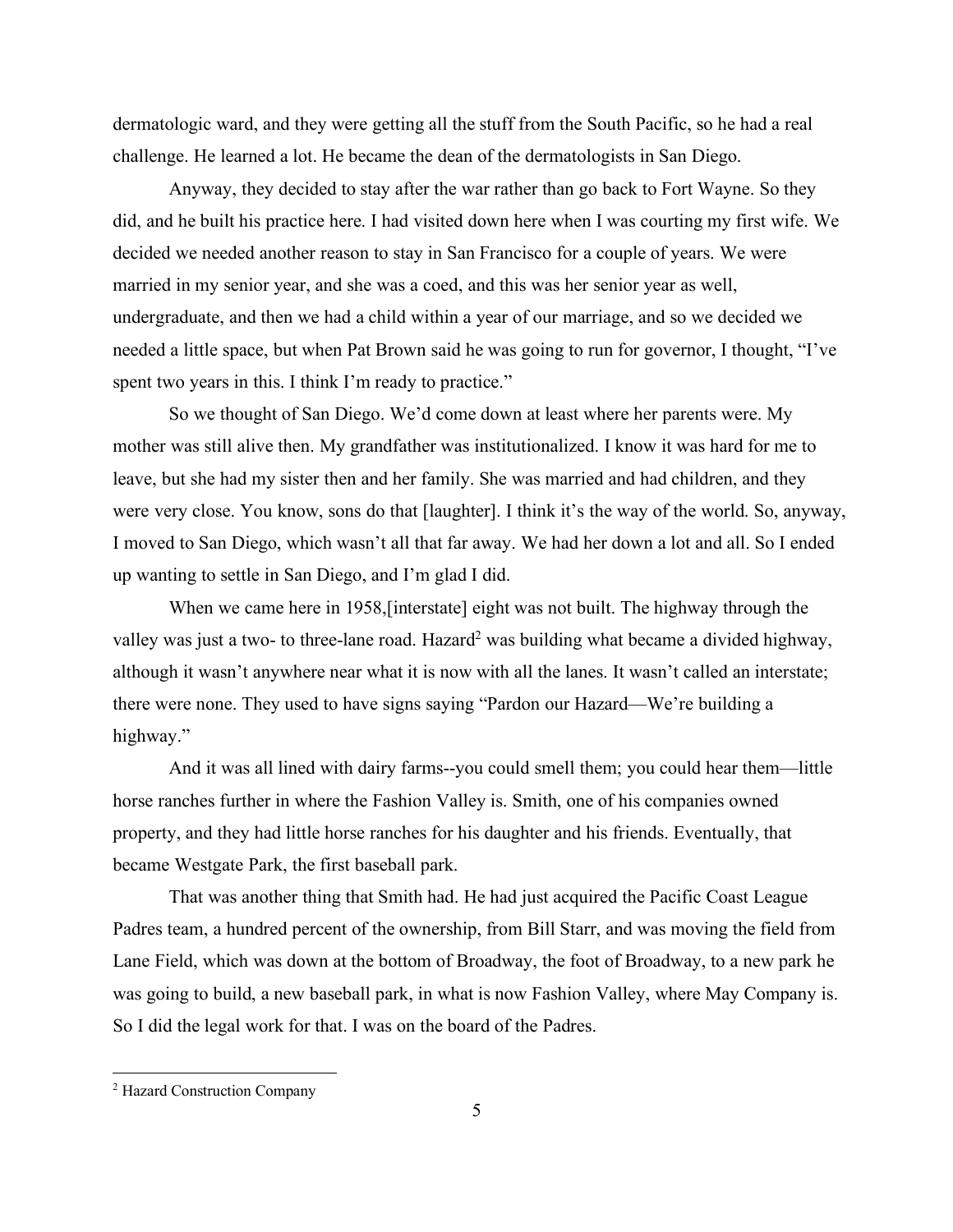dermatologic ward, and they were getting all the stuff from the South Pacific, so he had a real challenge. He learned a lot. He became the dean of the dermatologists in San Diego.

Anyway, they decided to stay after the war rather than go back to Fort Wayne. So they did, and he built his practice here. I had visited down here when I was courting my first wife. We decided we needed another reason to stay in San Francisco for a couple of years. We were married in my senior year, and she was a coed, and this was her senior year as well, undergraduate, and then we had a child within a year of our marriage, and so we decided we needed a little space, but when Pat Brown said he was going to run for governor, I thought, "I've spent two years in this. I think I'm ready to practice."

So we thought of San Diego. We'd come down at least where her parents were. My mother was still alive then. My grandfather was institutionalized. I know it was hard for me to leave, but she had my sister then and her family. She was married and had children, and they were very close. You know, sons do that [laughter]. I think it's the way of the world. So, anyway, I moved to San Diego, which wasn't all that far away. We had her down a lot and all. So I ended up wanting to settle in San Diego, and I'm glad I did.

When we came here in 1958,[interstate] eight was not built. The highway through the valley was just a two- to three-lane road. Hazard[2] was building what became a divided highway, although it wasn't anywhere near what it is now with all the lanes. It wasn't called an interstate; there were none. They used to have signs saying "Pardon our Hazard—We're building a highway."

And it was all lined with dairy farms--you could smell them; you could hear them—little horse ranches further in where the Fashion Valley is. Smith, one of his companies owned property, and they had little horse ranches for his daughter and his friends. Eventually, that became Westgate Park, the first baseball park.

That was another thing that Smith had. He had just acquired the Pacific Coast League Padres team, a hundred percent of the ownership, from Bill Starr, and was moving the field from Lane Field, which was down at the bottom of Broadway, the foot of Broadway, to a new park he was going to build, a new baseball park, in what is now Fashion Valley, where May Company is. So I did the legal work for that. I was on the board of the Padres.

[2] Hazard Construction Company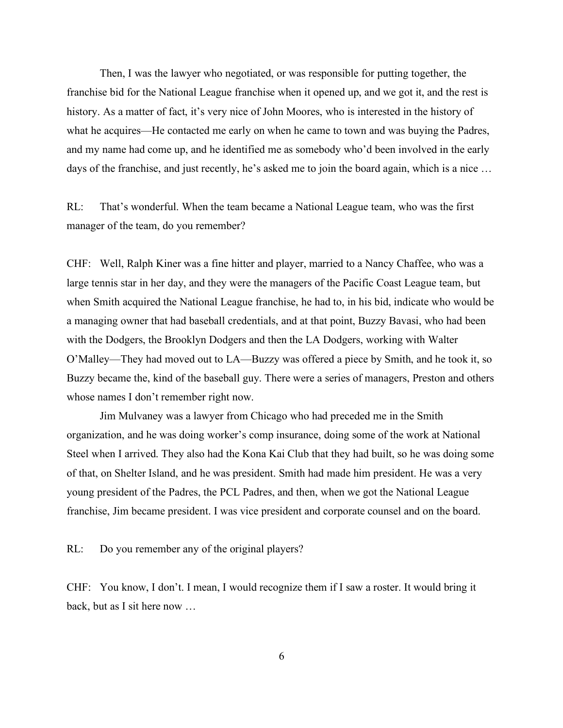Then, I was the lawyer who negotiated, or was responsible for putting together, the franchise bid for the National League franchise when it opened up, and we got it, and the rest is history. As a matter of fact, it's very nice of John Moores, who is interested in the history of what he acquires—He contacted me early on when he came to town and was buying the Padres, and my name had come up, and he identified me as somebody who'd been involved in the early days of the franchise, and just recently, he's asked me to join the board again, which is a nice …

RL: That's wonderful. When the team became a National League team, who was the first manager of the team, do you remember?

CHF: Well, Ralph Kiner was a fine hitter and player, married to a Nancy Chaffee, who was a large tennis star in her day, and they were the managers of the Pacific Coast League team, but when Smith acquired the National League franchise, he had to, in his bid, indicate who would be a managing owner that had baseball credentials, and at that point, Buzzy Bavasi, who had been with the Dodgers, the Brooklyn Dodgers and then the LA Dodgers, working with Walter O'Malley—They had moved out to LA—Buzzy was offered a piece by Smith, and he took it, so Buzzy became the, kind of the baseball guy. There were a series of managers, Preston and others whose names I don't remember right now.

Jim Mulvaney was a lawyer from Chicago who had preceded me in the Smith organization, and he was doing worker's comp insurance, doing some of the work at National Steel when I arrived. They also had the Kona Kai Club that they had built, so he was doing some of that, on Shelter Island, and he was president. Smith had made him president. He was a very young president of the Padres, the PCL Padres, and then, when we got the National League franchise, Jim became president. I was vice president and corporate counsel and on the board.

RL: Do you remember any of the original players?

CHF: You know, I don't. I mean, I would recognize them if I saw a roster. It would bring it back, but as I sit here now …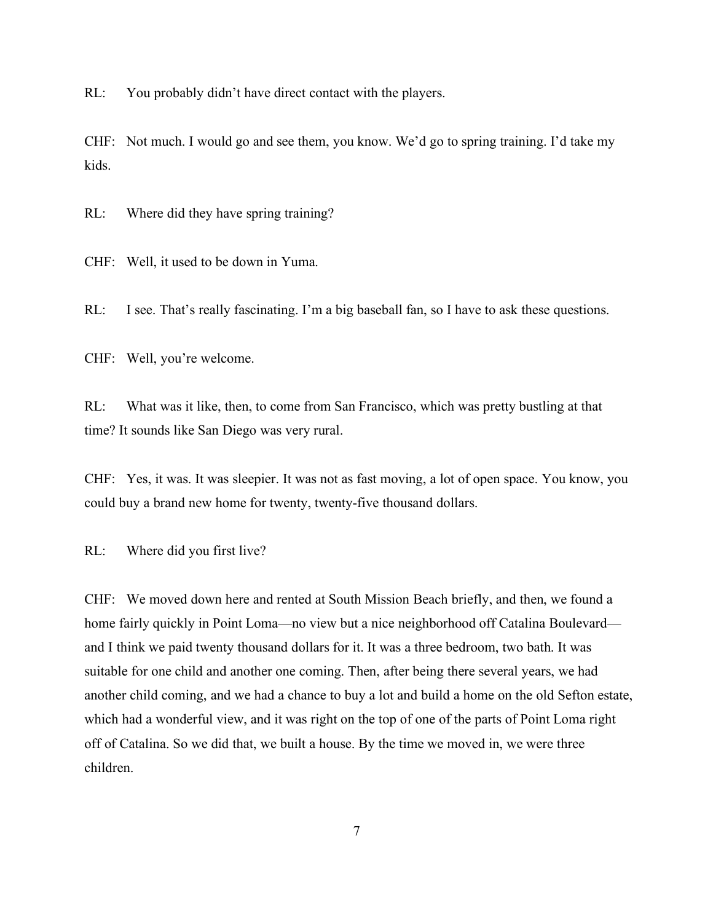RL: You probably didn't have direct contact with the players.

CHF: Not much. I would go and see them, you know. We'd go to spring training. I'd take my kids.

RL: Where did they have spring training?

CHF: Well, it used to be down in Yuma.

RL: I see. That's really fascinating. I'm a big baseball fan, so I have to ask these questions.

CHF: Well, you're welcome.

RL: What was it like, then, to come from San Francisco, which was pretty bustling at that time? It sounds like San Diego was very rural.

CHF: Yes, it was. It was sleepier. It was not as fast moving, a lot of open space. You know, you could buy a brand new home for twenty, twenty-five thousand dollars.

RL: Where did you first live?

CHF: We moved down here and rented at South Mission Beach briefly, and then, we found a home fairly quickly in Point Loma—no view but a nice neighborhood off Catalina Boulevard—and I think we paid twenty thousand dollars for it. It was a three bedroom, two bath. It was suitable for one child and another one coming. Then, after being there several years, we had another child coming, and we had a chance to buy a lot and build a home on the old Sefton estate, which had a wonderful view, and it was right on the top of one of the parts of Point Loma right off of Catalina. So we did that, we built a house. By the time we moved in, we were three children.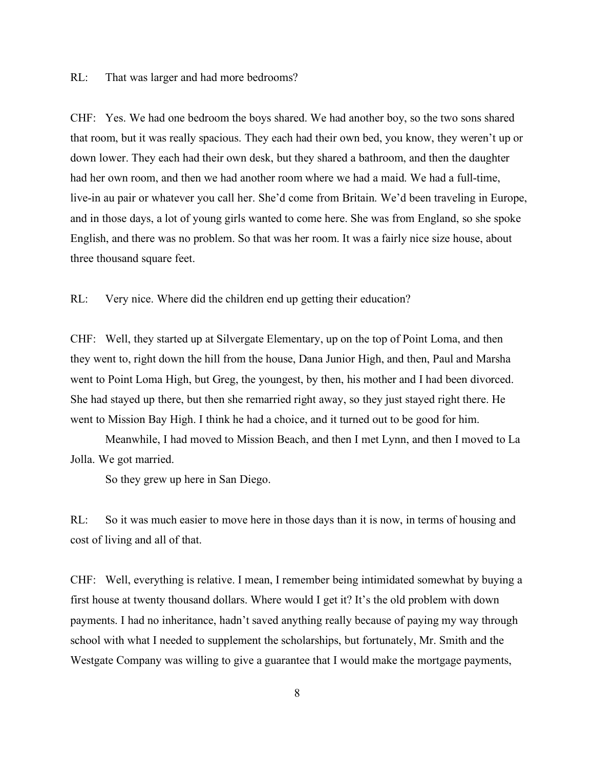RL: That was larger and had more bedrooms?

CHF: Yes. We had one bedroom the boys shared. We had another boy, so the two sons shared that room, but it was really spacious. They each had their own bed, you know, they weren't up or down lower. They each had their own desk, but they shared a bathroom, and then the daughter had her own room, and then we had another room where we had a maid. We had a full-time, live-in au pair or whatever you call her. She'd come from Britain. We'd been traveling in Europe, and in those days, a lot of young girls wanted to come here. She was from England, so she spoke English, and there was no problem. So that was her room. It was a fairly nice size house, about three thousand square feet.

RL: Very nice. Where did the children end up getting their education?

CHF: Well, they started up at Silvergate Elementary, up on the top of Point Loma, and then they went to, right down the hill from the house, Dana Junior High, and then, Paul and Marsha went to Point Loma High, but Greg, the youngest, by then, his mother and I had been divorced. She had stayed up there, but then she remarried right away, so they just stayed right there. He went to Mission Bay High. I think he had a choice, and it turned out to be good for him.

Meanwhile, I had moved to Mission Beach, and then I met Lynn, and then I moved to La Jolla. We got married.

So they grew up here in San Diego.

RL: So it was much easier to move here in those days than it is now, in terms of housing and cost of living and all of that.

CHF: Well, everything is relative. I mean, I remember being intimidated somewhat by buying a first house at twenty thousand dollars. Where would I get it? It's the old problem with down payments. I had no inheritance, hadn't saved anything really because of paying my way through school with what I needed to supplement the scholarships, but fortunately, Mr. Smith and the Westgate Company was willing to give a guarantee that I would make the mortgage payments,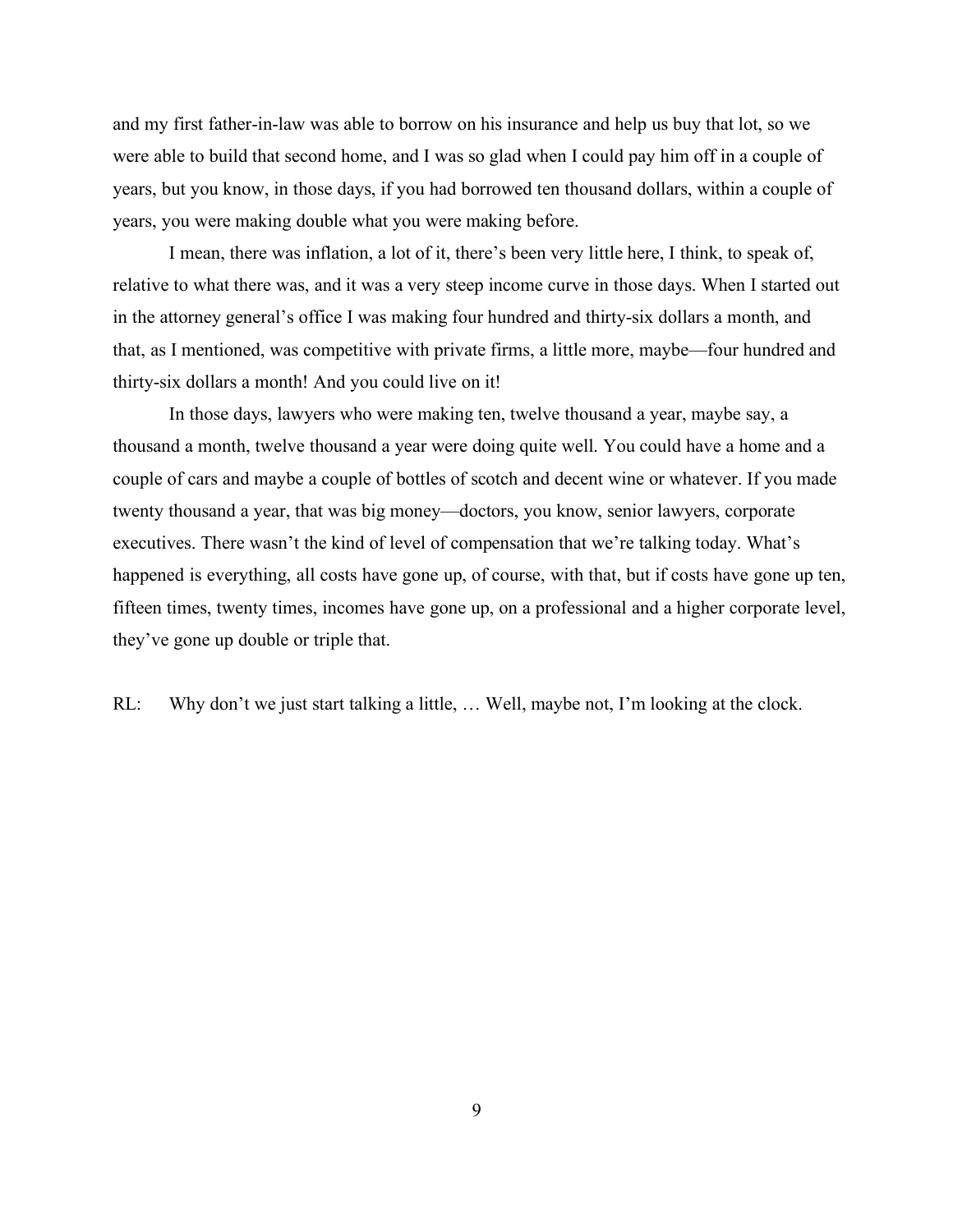and my first father-in-law was able to borrow on his insurance and help us buy that lot, so we were able to build that second home, and I was so glad when I could pay him off in a couple of years, but you know, in those days, if you had borrowed ten thousand dollars, within a couple of years, you were making double what you were making before.

I mean, there was inflation, a lot of it, there's been very little here, I think, to speak of, relative to what there was, and it was a very steep income curve in those days. When I started out in the attorney general's office I was making four hundred and thirty-six dollars a month, and that, as I mentioned, was competitive with private firms, a little more, maybe—four hundred and thirty-six dollars a month! And you could live on it!

In those days, lawyers who were making ten, twelve thousand a year, maybe say, a thousand a month, twelve thousand a year were doing quite well. You could have a home and a couple of cars and maybe a couple of bottles of scotch and decent wine or whatever. If you made twenty thousand a year, that was big money—doctors, you know, senior lawyers, corporate executives. There wasn't the kind of level of compensation that we're talking today. What's happened is everything, all costs have gone up, of course, with that, but if costs have gone up ten, fifteen times, twenty times, incomes have gone up, on a professional and a higher corporate level, they've gone up double or triple that.

RL: Why don't we just start talking a little, … Well, maybe not, I'm looking at the clock.